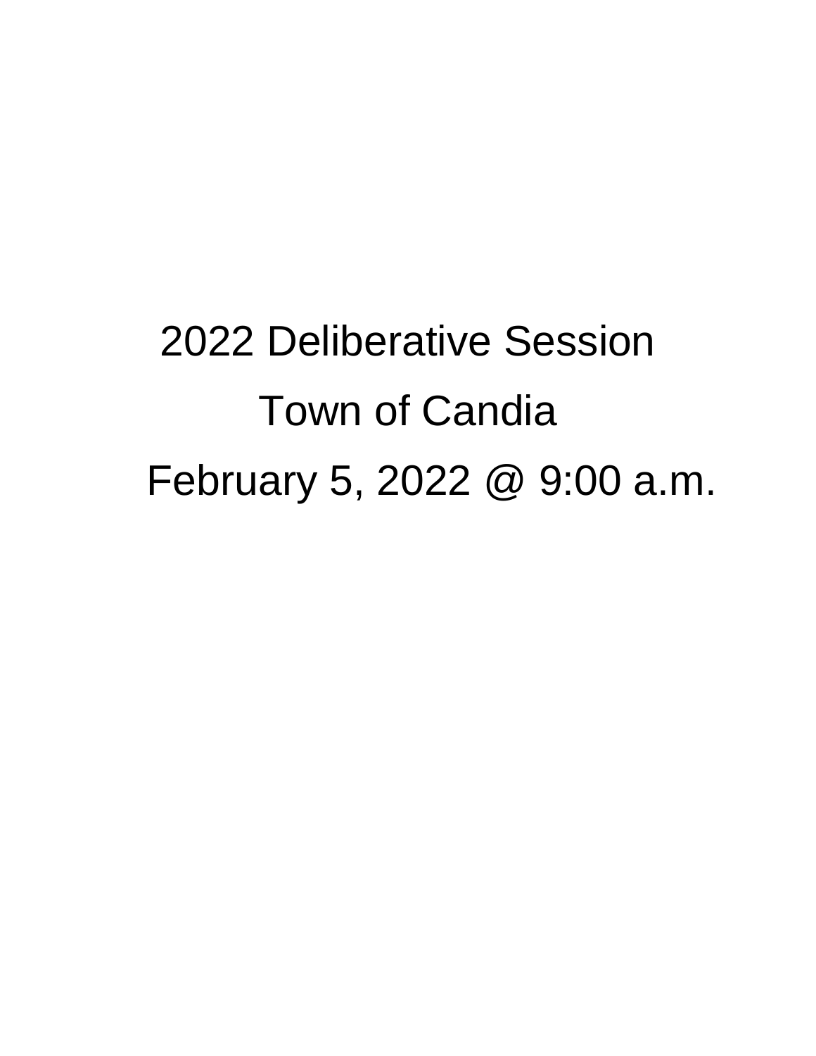# 2022 Deliberative Session

# Town of Candia

# February 5, 2022 @ 9:00 a.m.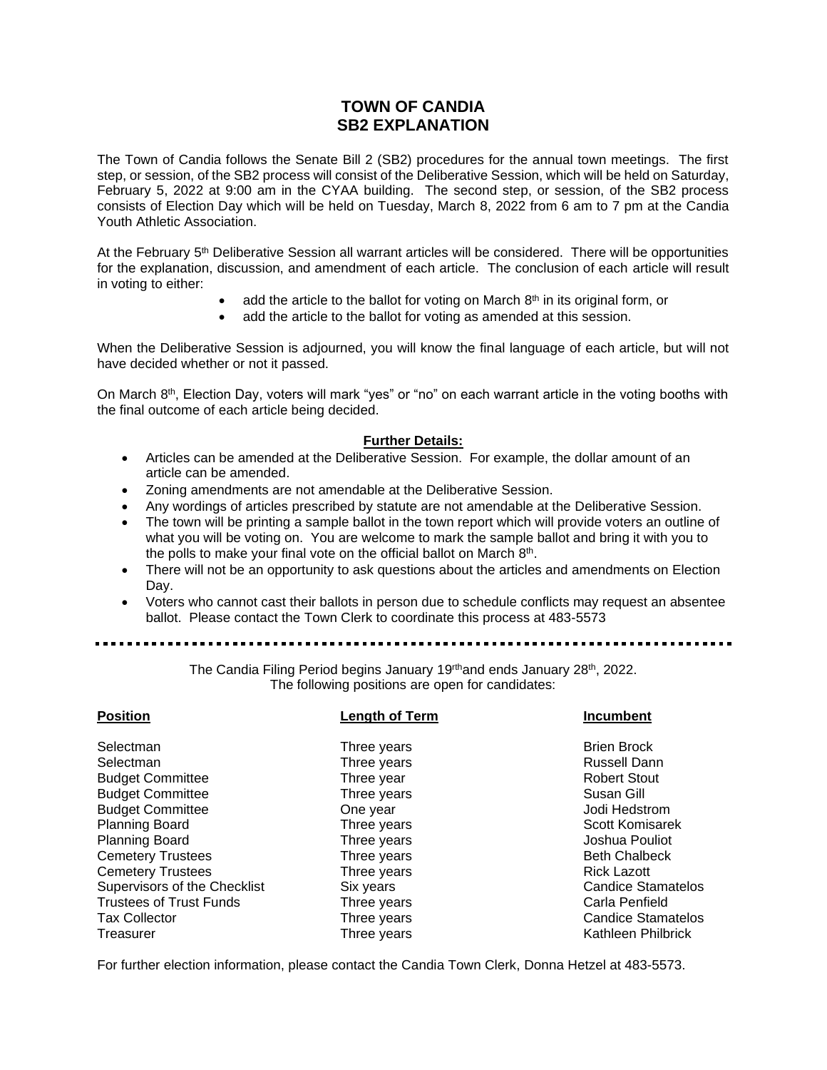# TOWN OF CANDIA
# SB2 EXPLANATION

The Town of Candia follows the Senate Bill 2 (SB2) procedures for the annual town meetings. The first step, or session, of the SB2 process will consist of the Deliberative Session, which will be held on Saturday, February 5, 2022 at 9:00 am in the CYAA building. The second step, or session, of the SB2 process consists of Election Day which will be held on Tuesday, March 8, 2022 from 6 am to 7 pm at the Candia Youth Athletic Association.

At the February 5th Deliberative Session all warrant articles will be considered. There will be opportunities for the explanation, discussion, and amendment of each article. The conclusion of each article will result in voting to either:

- add the article to the ballot for voting on March 8th in its original form, or
- add the article to the ballot for voting as amended at this session.

When the Deliberative Session is adjourned, you will know the final language of each article, but will not have decided whether or not it passed.

On March 8th, Election Day, voters will mark "yes" or "no" on each warrant article in the voting booths with the final outcome of each article being decided.

**Further Details:**

- Articles can be amended at the Deliberative Session. For example, the dollar amount of an article can be amended.
- Zoning amendments are not amendable at the Deliberative Session.
- Any wordings of articles prescribed by statute are not amendable at the Deliberative Session.
- The town will be printing a sample ballot in the town report which will provide voters an outline of what you will be voting on. You are welcome to mark the sample ballot and bring it with you to the polls to make your final vote on the official ballot on March 8th.
- There will not be an opportunity to ask questions about the articles and amendments on Election Day.
- Voters who cannot cast their ballots in person due to schedule conflicts may request an absentee ballot. Please contact the Town Clerk to coordinate this process at 483-5573

---

The Candia Filing Period begins January 19rthand ends January 28th, 2022.
The following positions are open for candidates:

| Position | Length of Term | Incumbent |
|---|---|---|
| Selectman | Three years | Brien Brock |
| Selectman | Three years | Russell Dann |
| Budget Committee | Three year | Robert Stout |
| Budget Committee | Three years | Susan Gill |
| Budget Committee | One year | Jodi Hedstrom |
| Planning Board | Three years | Scott Komisarek |
| Planning Board | Three years | Joshua Pouliot |
| Cemetery Trustees | Three years | Beth Chalbeck |
| Cemetery Trustees | Three years | Rick Lazott |
| Supervisors of the Checklist | Six years | Candice Stamatelos |
| Trustees of Trust Funds | Three years | Carla Penfield |
| Tax Collector | Three years | Candice Stamatelos |
| Treasurer | Three years | Kathleen Philbrick |

For further election information, please contact the Candia Town Clerk, Donna Hetzel at 483-5573.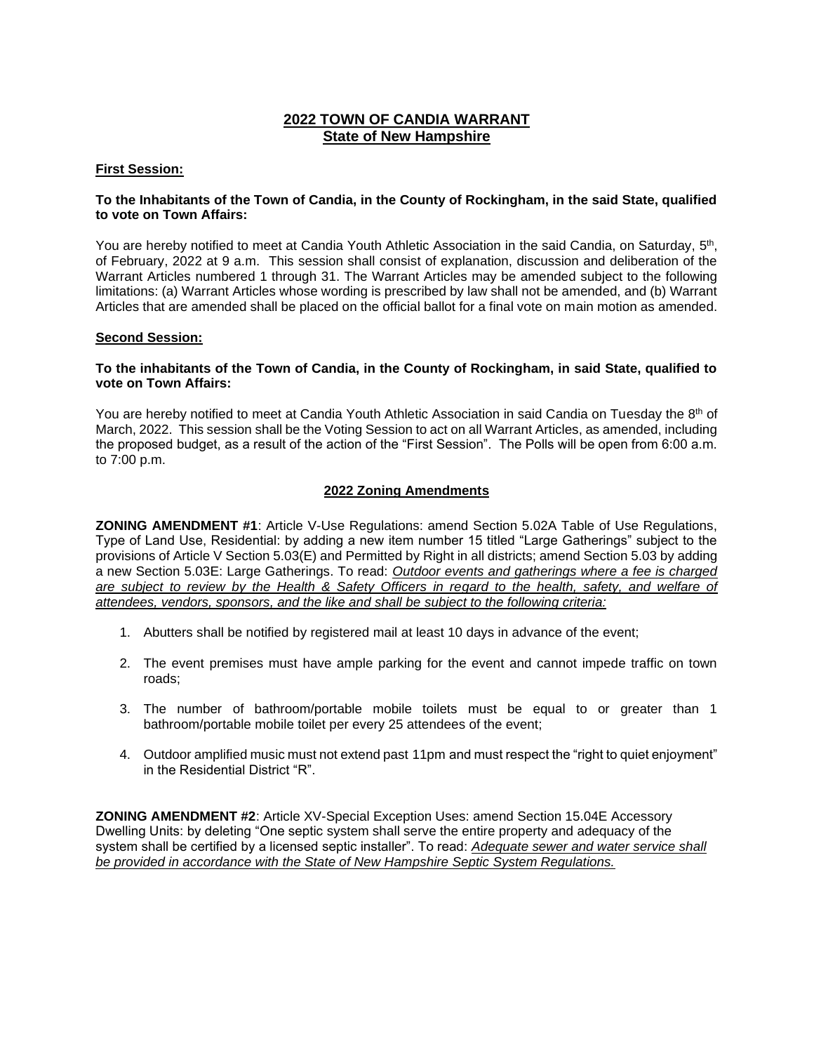## 2022 TOWN OF CANDIA WARRANT
## State of New Hampshire

**First Session:**

**To the Inhabitants of the Town of Candia, in the County of Rockingham, in the said State, qualified to vote on Town Affairs:**

You are hereby notified to meet at Candia Youth Athletic Association in the said Candia, on Saturday, 5th, of February, 2022 at 9 a.m. This session shall consist of explanation, discussion and deliberation of the Warrant Articles numbered 1 through 31. The Warrant Articles may be amended subject to the following limitations: (a) Warrant Articles whose wording is prescribed by law shall not be amended, and (b) Warrant Articles that are amended shall be placed on the official ballot for a final vote on main motion as amended.

**Second Session:**

**To the inhabitants of the Town of Candia, in the County of Rockingham, in said State, qualified to vote on Town Affairs:**

You are hereby notified to meet at Candia Youth Athletic Association in said Candia on Tuesday the 8th of March, 2022. This session shall be the Voting Session to act on all Warrant Articles, as amended, including the proposed budget, as a result of the action of the "First Session". The Polls will be open from 6:00 a.m. to 7:00 p.m.

### 2022 Zoning Amendments

**ZONING AMENDMENT #1**: Article V-Use Regulations: amend Section 5.02A Table of Use Regulations, Type of Land Use, Residential: by adding a new item number 15 titled "Large Gatherings" subject to the provisions of Article V Section 5.03(E) and Permitted by Right in all districts; amend Section 5.03 by adding a new Section 5.03E: Large Gatherings. To read: *Outdoor events and gatherings where a fee is charged are subject to review by the Health & Safety Officers in regard to the health, safety, and welfare of attendees, vendors, sponsors, and the like and shall be subject to the following criteria:*

1. Abutters shall be notified by registered mail at least 10 days in advance of the event;
2. The event premises must have ample parking for the event and cannot impede traffic on town roads;
3. The number of bathroom/portable mobile toilets must be equal to or greater than 1 bathroom/portable mobile toilet per every 25 attendees of the event;
4. Outdoor amplified music must not extend past 11pm and must respect the "right to quiet enjoyment" in the Residential District "R".

**ZONING AMENDMENT #2**: Article XV-Special Exception Uses: amend Section 15.04E Accessory Dwelling Units: by deleting "One septic system shall serve the entire property and adequacy of the system shall be certified by a licensed septic installer". To read: *Adequate sewer and water service shall be provided in accordance with the State of New Hampshire Septic System Regulations.*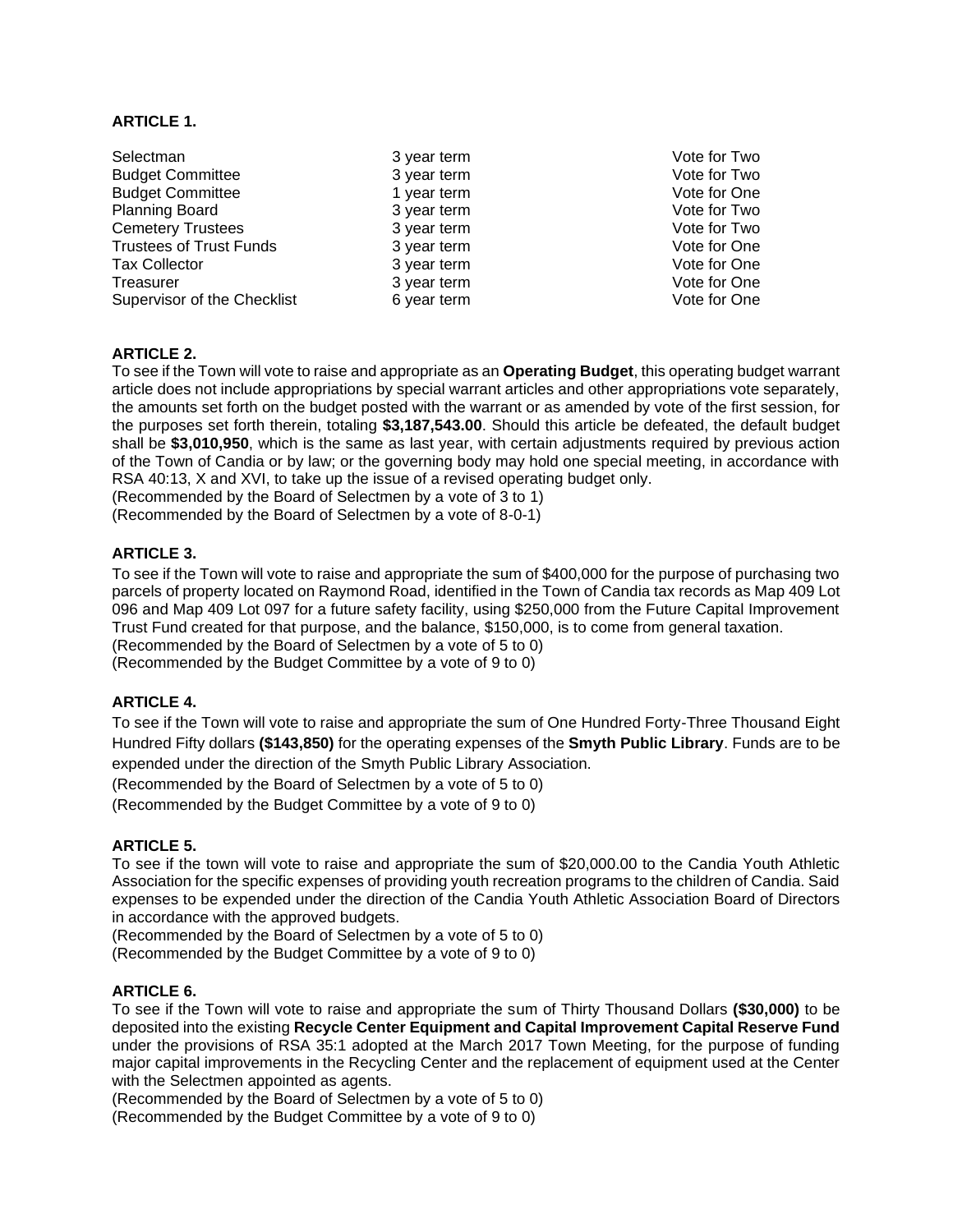**ARTICLE 1.**

| | | |
|---|---|---|
| Selectman | 3 year term | Vote for Two |
| Budget Committee | 3 year term | Vote for Two |
| Budget Committee | 1 year term | Vote for One |
| Planning Board | 3 year term | Vote for Two |
| Cemetery Trustees | 3 year term | Vote for Two |
| Trustees of Trust Funds | 3 year term | Vote for One |
| Tax Collector | 3 year term | Vote for One |
| Treasurer | 3 year term | Vote for One |
| Supervisor of the Checklist | 6 year term | Vote for One |

**ARTICLE 2.**

To see if the Town will vote to raise and appropriate as an **Operating Budget**, this operating budget warrant article does not include appropriations by special warrant articles and other appropriations vote separately, the amounts set forth on the budget posted with the warrant or as amended by vote of the first session, for the purposes set forth therein, totaling **$3,187,543.00**. Should this article be defeated, the default budget shall be **$3,010,950**, which is the same as last year, with certain adjustments required by previous action of the Town of Candia or by law; or the governing body may hold one special meeting, in accordance with RSA 40:13, X and XVI, to take up the issue of a revised operating budget only.
(Recommended by the Board of Selectmen by a vote of 3 to 1)
(Recommended by the Board of Selectmen by a vote of 8-0-1)

**ARTICLE 3.**

To see if the Town will vote to raise and appropriate the sum of $400,000 for the purpose of purchasing two parcels of property located on Raymond Road, identified in the Town of Candia tax records as Map 409 Lot 096 and Map 409 Lot 097 for a future safety facility, using $250,000 from the Future Capital Improvement Trust Fund created for that purpose, and the balance, $150,000, is to come from general taxation.
(Recommended by the Board of Selectmen by a vote of 5 to 0)
(Recommended by the Budget Committee by a vote of 9 to 0)

**ARTICLE 4.**

To see if the Town will vote to raise and appropriate the sum of One Hundred Forty-Three Thousand Eight Hundred Fifty dollars **($143,850)** for the operating expenses of the **Smyth Public Library**. Funds are to be expended under the direction of the Smyth Public Library Association.
(Recommended by the Board of Selectmen by a vote of 5 to 0)
(Recommended by the Budget Committee by a vote of 9 to 0)

**ARTICLE 5.**

To see if the town will vote to raise and appropriate the sum of $20,000.00 to the Candia Youth Athletic Association for the specific expenses of providing youth recreation programs to the children of Candia. Said expenses to be expended under the direction of the Candia Youth Athletic Association Board of Directors in accordance with the approved budgets.
(Recommended by the Board of Selectmen by a vote of 5 to 0)
(Recommended by the Budget Committee by a vote of 9 to 0)

**ARTICLE 6.**

To see if the Town will vote to raise and appropriate the sum of Thirty Thousand Dollars **($30,000)** to be deposited into the existing **Recycle Center Equipment and Capital Improvement Capital Reserve Fund** under the provisions of RSA 35:1 adopted at the March 2017 Town Meeting, for the purpose of funding major capital improvements in the Recycling Center and the replacement of equipment used at the Center with the Selectmen appointed as agents.
(Recommended by the Board of Selectmen by a vote of 5 to 0)
(Recommended by the Budget Committee by a vote of 9 to 0)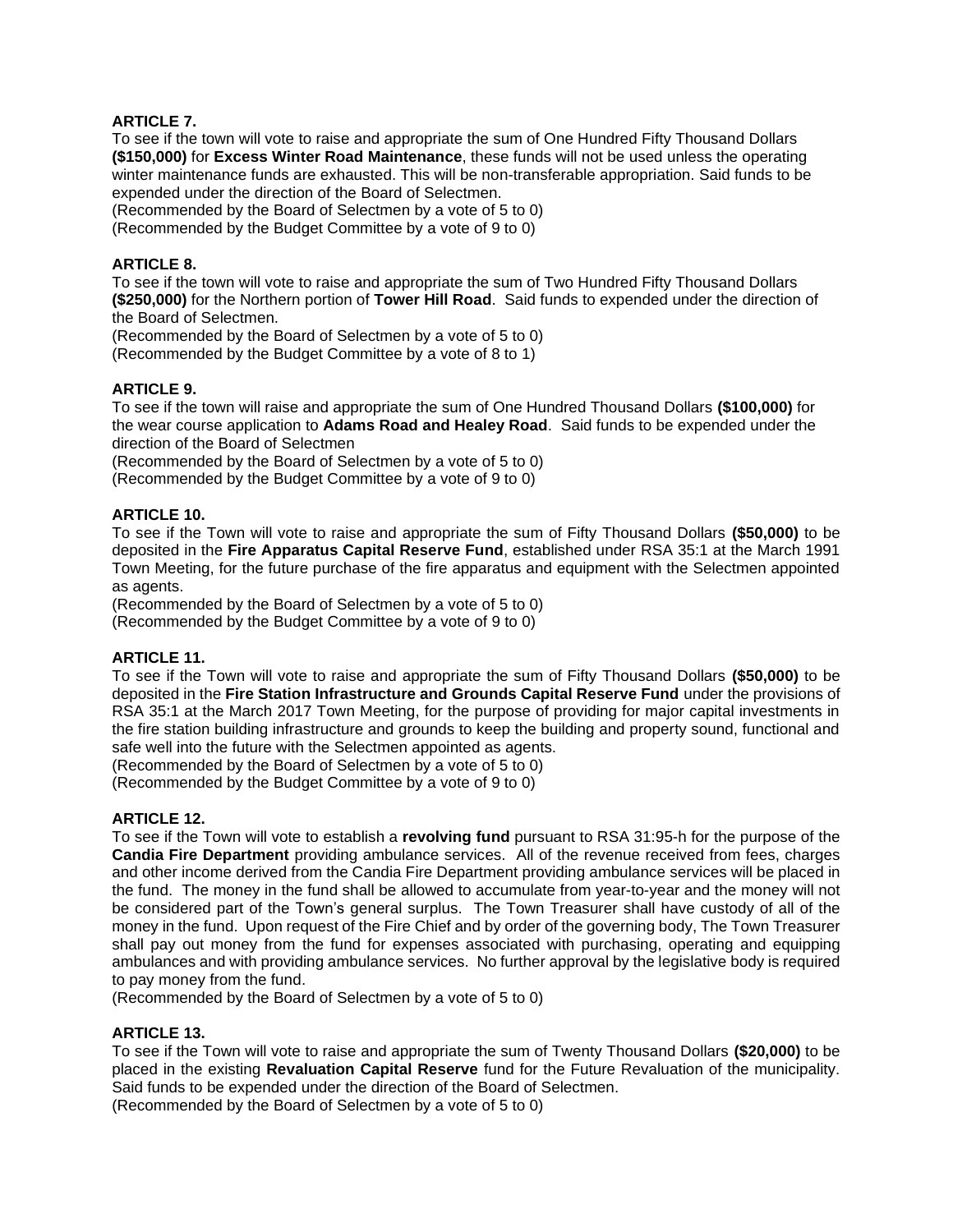**ARTICLE 7.**
To see if the town will vote to raise and appropriate the sum of One Hundred Fifty Thousand Dollars **($150,000)** for **Excess Winter Road Maintenance**, these funds will not be used unless the operating winter maintenance funds are exhausted. This will be non-transferable appropriation. Said funds to be expended under the direction of the Board of Selectmen.
(Recommended by the Board of Selectmen by a vote of 5 to 0)
(Recommended by the Budget Committee by a vote of 9 to 0)

**ARTICLE 8.**
To see if the town will vote to raise and appropriate the sum of Two Hundred Fifty Thousand Dollars **($250,000)** for the Northern portion of **Tower Hill Road**. Said funds to expended under the direction of the Board of Selectmen.
(Recommended by the Board of Selectmen by a vote of 5 to 0)
(Recommended by the Budget Committee by a vote of 8 to 1)

**ARTICLE 9.**
To see if the town will raise and appropriate the sum of One Hundred Thousand Dollars **($100,000)** for the wear course application to **Adams Road and Healey Road**. Said funds to be expended under the direction of the Board of Selectmen
(Recommended by the Board of Selectmen by a vote of 5 to 0)
(Recommended by the Budget Committee by a vote of 9 to 0)

**ARTICLE 10.**
To see if the Town will vote to raise and appropriate the sum of Fifty Thousand Dollars **($50,000)** to be deposited in the **Fire Apparatus Capital Reserve Fund**, established under RSA 35:1 at the March 1991 Town Meeting, for the future purchase of the fire apparatus and equipment with the Selectmen appointed as agents.
(Recommended by the Board of Selectmen by a vote of 5 to 0)
(Recommended by the Budget Committee by a vote of 9 to 0)

**ARTICLE 11.**
To see if the Town will vote to raise and appropriate the sum of Fifty Thousand Dollars **($50,000)** to be deposited in the **Fire Station Infrastructure and Grounds Capital Reserve Fund** under the provisions of RSA 35:1 at the March 2017 Town Meeting, for the purpose of providing for major capital investments in the fire station building infrastructure and grounds to keep the building and property sound, functional and safe well into the future with the Selectmen appointed as agents.
(Recommended by the Board of Selectmen by a vote of 5 to 0)
(Recommended by the Budget Committee by a vote of 9 to 0)

**ARTICLE 12.**
To see if the Town will vote to establish a **revolving fund** pursuant to RSA 31:95-h for the purpose of the **Candia Fire Department** providing ambulance services. All of the revenue received from fees, charges and other income derived from the Candia Fire Department providing ambulance services will be placed in the fund. The money in the fund shall be allowed to accumulate from year-to-year and the money will not be considered part of the Town's general surplus. The Town Treasurer shall have custody of all of the money in the fund. Upon request of the Fire Chief and by order of the governing body, The Town Treasurer shall pay out money from the fund for expenses associated with purchasing, operating and equipping ambulances and with providing ambulance services. No further approval by the legislative body is required to pay money from the fund.
(Recommended by the Board of Selectmen by a vote of 5 to 0)

**ARTICLE 13.**
To see if the Town will vote to raise and appropriate the sum of Twenty Thousand Dollars **($20,000)** to be placed in the existing **Revaluation Capital Reserve** fund for the Future Revaluation of the municipality. Said funds to be expended under the direction of the Board of Selectmen.
(Recommended by the Board of Selectmen by a vote of 5 to 0)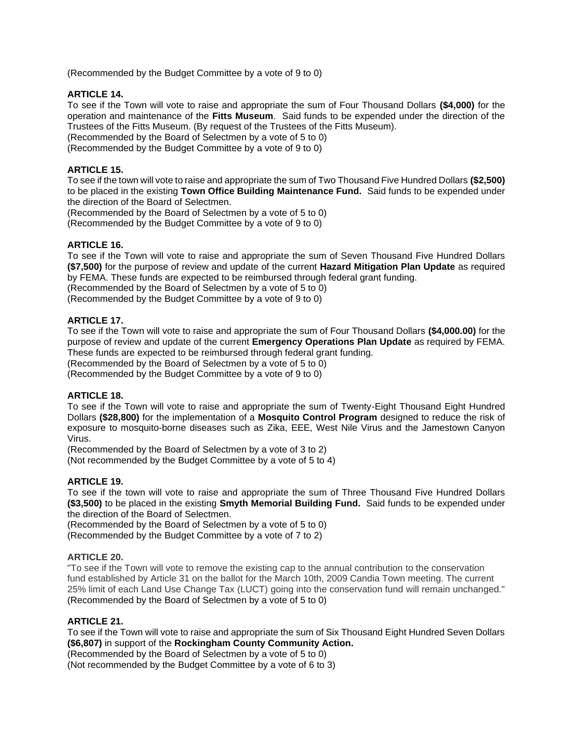(Recommended by the Budget Committee by a vote of 9 to 0)

**ARTICLE 14.**

To see if the Town will vote to raise and appropriate the sum of Four Thousand Dollars **($4,000)** for the operation and maintenance of the **Fitts Museum**. Said funds to be expended under the direction of the Trustees of the Fitts Museum. (By request of the Trustees of the Fitts Museum).
(Recommended by the Board of Selectmen by a vote of 5 to 0)
(Recommended by the Budget Committee by a vote of 9 to 0)

**ARTICLE 15.**

To see if the town will vote to raise and appropriate the sum of Two Thousand Five Hundred Dollars **($2,500)** to be placed in the existing **Town Office Building Maintenance Fund.** Said funds to be expended under the direction of the Board of Selectmen.
(Recommended by the Board of Selectmen by a vote of 5 to 0)
(Recommended by the Budget Committee by a vote of 9 to 0)

**ARTICLE 16.**

To see if the Town will vote to raise and appropriate the sum of Seven Thousand Five Hundred Dollars **($7,500)** for the purpose of review and update of the current **Hazard Mitigation Plan Update** as required by FEMA. These funds are expected to be reimbursed through federal grant funding.
(Recommended by the Board of Selectmen by a vote of 5 to 0)
(Recommended by the Budget Committee by a vote of 9 to 0)

**ARTICLE 17.**

To see if the Town will vote to raise and appropriate the sum of Four Thousand Dollars **($4,000.00)** for the purpose of review and update of the current **Emergency Operations Plan Update** as required by FEMA. These funds are expected to be reimbursed through federal grant funding.
(Recommended by the Board of Selectmen by a vote of 5 to 0)
(Recommended by the Budget Committee by a vote of 9 to 0)

**ARTICLE 18.**

To see if the Town will vote to raise and appropriate the sum of Twenty-Eight Thousand Eight Hundred Dollars **($28,800)** for the implementation of a **Mosquito Control Program** designed to reduce the risk of exposure to mosquito-borne diseases such as Zika, EEE, West Nile Virus and the Jamestown Canyon Virus.
(Recommended by the Board of Selectmen by a vote of 3 to 2)
(Not recommended by the Budget Committee by a vote of 5 to 4)

**ARTICLE 19.**

To see if the town will vote to raise and appropriate the sum of Three Thousand Five Hundred Dollars **($3,500)** to be placed in the existing **Smyth Memorial Building Fund.** Said funds to be expended under the direction of the Board of Selectmen.
(Recommended by the Board of Selectmen by a vote of 5 to 0)
(Recommended by the Budget Committee by a vote of 7 to 2)

**ARTICLE 20.**

"To see if the Town will vote to remove the existing cap to the annual contribution to the conservation fund established by Article 31 on the ballot for the March 10th, 2009 Candia Town meeting. The current 25% limit of each Land Use Change Tax (LUCT) going into the conservation fund will remain unchanged."
(Recommended by the Board of Selectmen by a vote of 5 to 0)

**ARTICLE 21.**

To see if the Town will vote to raise and appropriate the sum of Six Thousand Eight Hundred Seven Dollars **($6,807)** in support of the **Rockingham County Community Action.**
(Recommended by the Board of Selectmen by a vote of 5 to 0)
(Not recommended by the Budget Committee by a vote of 6 to 3)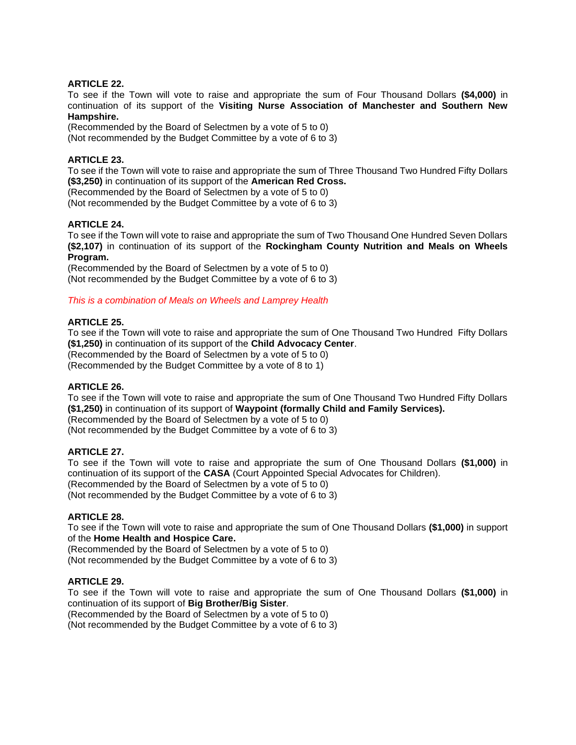**ARTICLE 22.**

To see if the Town will vote to raise and appropriate the sum of Four Thousand Dollars **($4,000)** in continuation of its support of the **Visiting Nurse Association of Manchester and Southern New Hampshire.**

(Recommended by the Board of Selectmen by a vote of 5 to 0)
(Not recommended by the Budget Committee by a vote of 6 to 3)

**ARTICLE 23.**

To see if the Town will vote to raise and appropriate the sum of Three Thousand Two Hundred Fifty Dollars **($3,250)** in continuation of its support of the **American Red Cross.**

(Recommended by the Board of Selectmen by a vote of 5 to 0)
(Not recommended by the Budget Committee by a vote of 6 to 3)

**ARTICLE 24.**

To see if the Town will vote to raise and appropriate the sum of Two Thousand One Hundred Seven Dollars **($2,107)** in continuation of its support of the **Rockingham County Nutrition and Meals on Wheels Program.**

(Recommended by the Board of Selectmen by a vote of 5 to 0)
(Not recommended by the Budget Committee by a vote of 6 to 3)

*This is a combination of Meals on Wheels and Lamprey Health*

**ARTICLE 25.**

To see if the Town will vote to raise and appropriate the sum of One Thousand Two Hundred Fifty Dollars **($1,250)** in continuation of its support of the **Child Advocacy Center**.

(Recommended by the Board of Selectmen by a vote of 5 to 0)
(Recommended by the Budget Committee by a vote of 8 to 1)

**ARTICLE 26.**

To see if the Town will vote to raise and appropriate the sum of One Thousand Two Hundred Fifty Dollars **($1,250)** in continuation of its support of **Waypoint (formally Child and Family Services).**

(Recommended by the Board of Selectmen by a vote of 5 to 0)
(Not recommended by the Budget Committee by a vote of 6 to 3)

**ARTICLE 27.**

To see if the Town will vote to raise and appropriate the sum of One Thousand Dollars **($1,000)** in continuation of its support of the **CASA** (Court Appointed Special Advocates for Children).

(Recommended by the Board of Selectmen by a vote of 5 to 0)
(Not recommended by the Budget Committee by a vote of 6 to 3)

**ARTICLE 28.**

To see if the Town will vote to raise and appropriate the sum of One Thousand Dollars **($1,000)** in support of the **Home Health and Hospice Care.**

(Recommended by the Board of Selectmen by a vote of 5 to 0)
(Not recommended by the Budget Committee by a vote of 6 to 3)

**ARTICLE 29.**

To see if the Town will vote to raise and appropriate the sum of One Thousand Dollars **($1,000)** in continuation of its support of **Big Brother/Big Sister**.

(Recommended by the Board of Selectmen by a vote of 5 to 0)
(Not recommended by the Budget Committee by a vote of 6 to 3)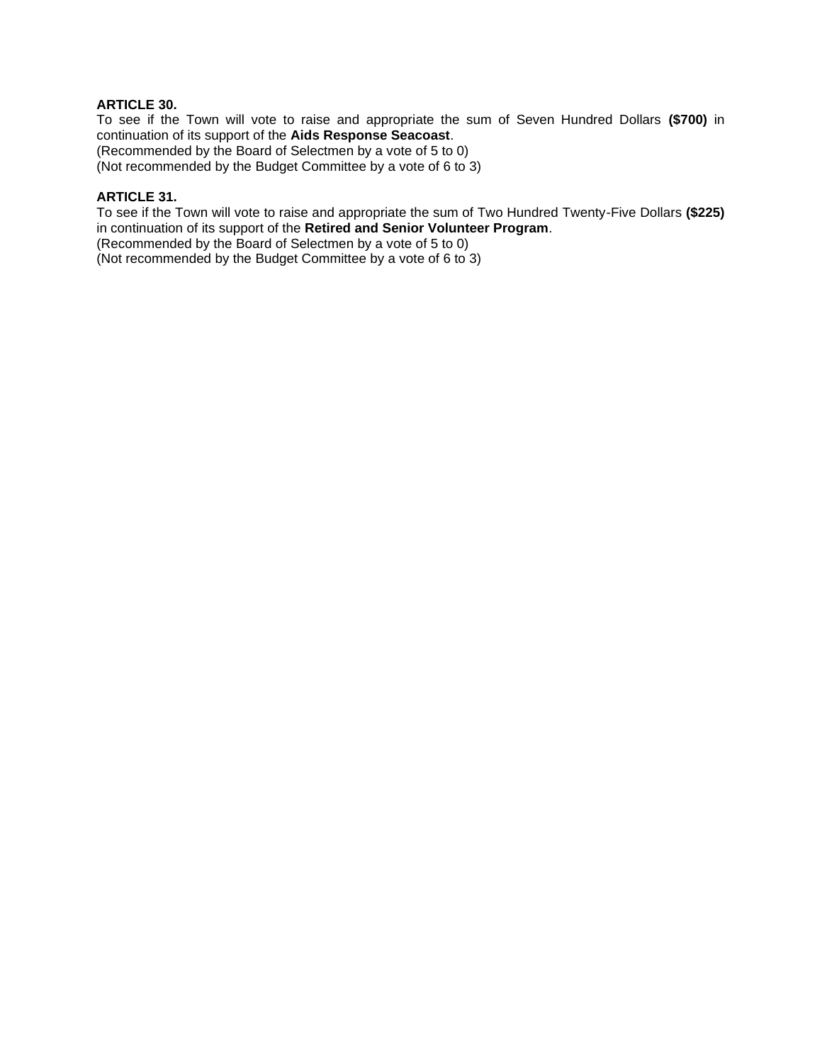**ARTICLE 30.**
To see if the Town will vote to raise and appropriate the sum of Seven Hundred Dollars **($700)** in continuation of its support of the **Aids Response Seacoast**.
(Recommended by the Board of Selectmen by a vote of 5 to 0)
(Not recommended by the Budget Committee by a vote of 6 to 3)

**ARTICLE 31.**
To see if the Town will vote to raise and appropriate the sum of Two Hundred Twenty-Five Dollars **($225)** in continuation of its support of the **Retired and Senior Volunteer Program**.
(Recommended by the Board of Selectmen by a vote of 5 to 0)
(Not recommended by the Budget Committee by a vote of 6 to 3)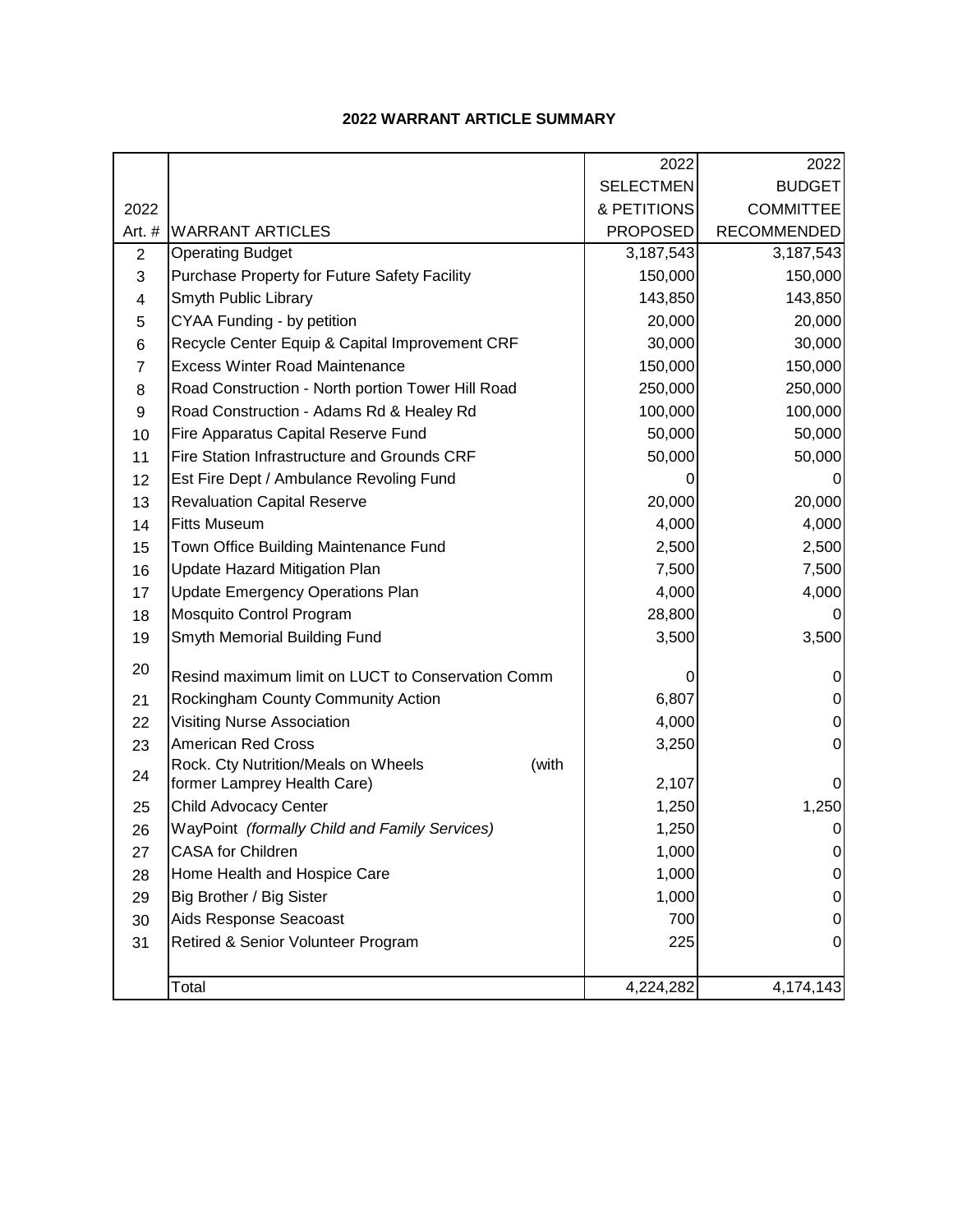### 2022 WARRANT ARTICLE SUMMARY

| 2022 Art. # | WARRANT ARTICLES | 2022 SELECTMEN & PETITIONS PROPOSED | 2022 BUDGET COMMITTEE RECOMMENDED |
|---|---|---|---|
| 2 | Operating Budget | 3,187,543 | 3,187,543 |
| 3 | Purchase Property for Future Safety Facility | 150,000 | 150,000 |
| 4 | Smyth Public Library | 143,850 | 143,850 |
| 5 | CYAA Funding - by petition | 20,000 | 20,000 |
| 6 | Recycle Center Equip & Capital Improvement CRF | 30,000 | 30,000 |
| 7 | Excess Winter Road Maintenance | 150,000 | 150,000 |
| 8 | Road Construction - North portion Tower Hill Road | 250,000 | 250,000 |
| 9 | Road Construction - Adams Rd & Healey Rd | 100,000 | 100,000 |
| 10 | Fire Apparatus Capital Reserve Fund | 50,000 | 50,000 |
| 11 | Fire Station Infrastructure and Grounds CRF | 50,000 | 50,000 |
| 12 | Est Fire Dept / Ambulance Revoling Fund | 0 | 0 |
| 13 | Revaluation Capital Reserve | 20,000 | 20,000 |
| 14 | Fitts Museum | 4,000 | 4,000 |
| 15 | Town Office Building Maintenance Fund | 2,500 | 2,500 |
| 16 | Update Hazard Mitigation Plan | 7,500 | 7,500 |
| 17 | Update Emergency Operations Plan | 4,000 | 4,000 |
| 18 | Mosquito Control Program | 28,800 | 0 |
| 19 | Smyth Memorial Building Fund | 3,500 | 3,500 |
| 20 | Resind maximum limit on LUCT to Conservation Comm | 0 | 0 |
| 21 | Rockingham County Community Action | 6,807 | 0 |
| 22 | Visiting Nurse Association | 4,000 | 0 |
| 23 | American Red Cross | 3,250 | 0 |
| 24 | Rock. Cty Nutrition/Meals on Wheels (with former Lamprey Health Care) | 2,107 | 0 |
| 25 | Child Advocacy Center | 1,250 | 1,250 |
| 26 | WayPoint *(formally Child and Family Services)* | 1,250 | 0 |
| 27 | CASA for Children | 1,000 | 0 |
| 28 | Home Health and Hospice Care | 1,000 | 0 |
| 29 | Big Brother / Big Sister | 1,000 | 0 |
| 30 | Aids Response Seacoast | 700 | 0 |
| 31 | Retired & Senior Volunteer Program | 225 | 0 |
| | Total | 4,224,282 | 4,174,143 |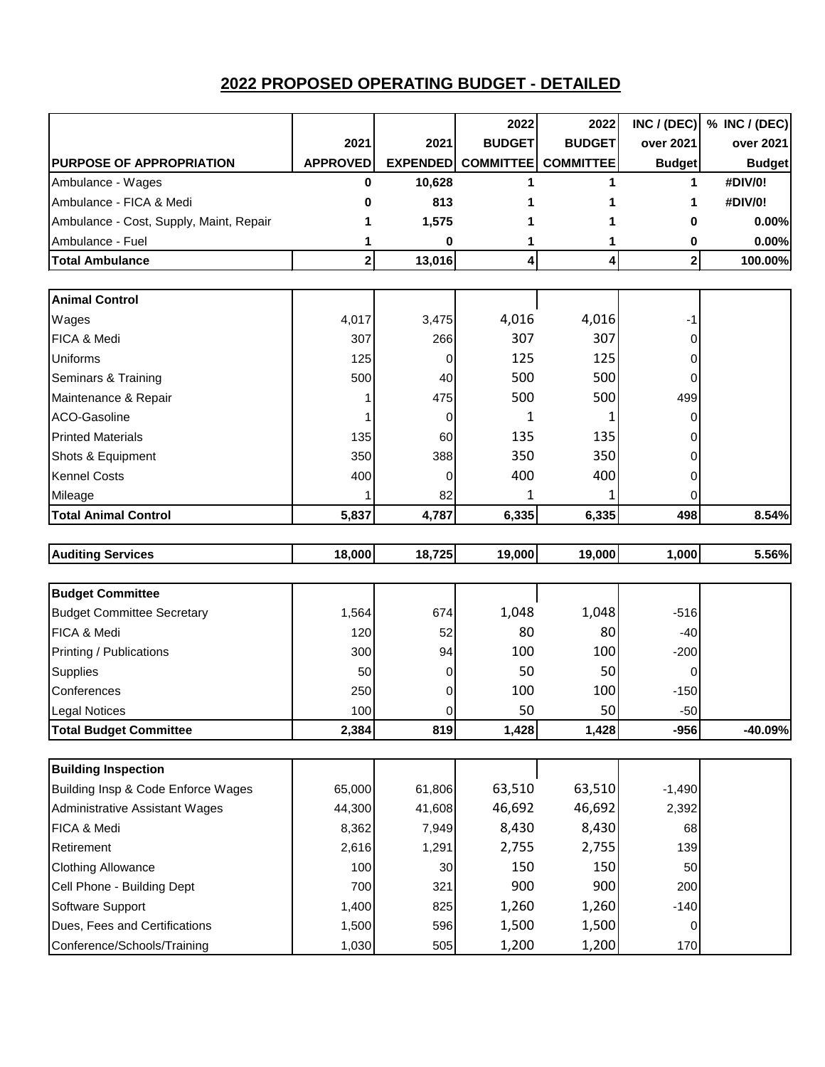## 2022 PROPOSED OPERATING BUDGET - DETAILED

| PURPOSE OF APPROPRIATION | 2021 APPROVED | 2021 EXPENDED | 2022 BUDGET COMMITTEE | 2022 BUDGET COMMITTEE | INC / (DEC) over 2021 Budget | % INC / (DEC) over 2021 Budget |
|---|---|---|---|---|---|---|
| Ambulance - Wages | 0 | 10,628 | 1 | 1 | 1 | #DIV/0! |
| Ambulance - FICA & Medi | 0 | 813 | 1 | 1 | 1 | #DIV/0! |
| Ambulance - Cost, Supply, Maint, Repair | 1 | 1,575 | 1 | 1 | 0 | 0.00% |
| Ambulance - Fuel | 1 | 0 | 1 | 1 | 0 | 0.00% |
| **Total Ambulance** | **2** | **13,016** | **4** | **4** | **2** | **100.00%** |
| | | | | | | |
| **Animal Control** | | | | | | |
| Wages | 4,017 | 3,475 | 4,016 | 4,016 | -1 | |
| FICA & Medi | 307 | 266 | 307 | 307 | 0 | |
| Uniforms | 125 | 0 | 125 | 125 | 0 | |
| Seminars & Training | 500 | 40 | 500 | 500 | 0 | |
| Maintenance & Repair | 1 | 475 | 500 | 500 | 499 | |
| ACO-Gasoline | 1 | 0 | 1 | 1 | 0 | |
| Printed Materials | 135 | 60 | 135 | 135 | 0 | |
| Shots & Equipment | 350 | 388 | 350 | 350 | 0 | |
| Kennel Costs | 400 | 0 | 400 | 400 | 0 | |
| Mileage | 1 | 82 | 1 | 1 | 0 | |
| **Total Animal Control** | **5,837** | **4,787** | **6,335** | **6,335** | **498** | **8.54%** |
| | | | | | | |
| **Auditing Services** | **18,000** | **18,725** | **19,000** | **19,000** | **1,000** | **5.56%** |
| | | | | | | |
| **Budget Committee** | | | | | | |
| Budget Committee Secretary | 1,564 | 674 | 1,048 | 1,048 | -516 | |
| FICA & Medi | 120 | 52 | 80 | 80 | -40 | |
| Printing / Publications | 300 | 94 | 100 | 100 | -200 | |
| Supplies | 50 | 0 | 50 | 50 | 0 | |
| Conferences | 250 | 0 | 100 | 100 | -150 | |
| Legal Notices | 100 | 0 | 50 | 50 | -50 | |
| **Total Budget Committee** | **2,384** | **819** | **1,428** | **1,428** | **-956** | **-40.09%** |
| | | | | | | |
| **Building Inspection** | | | | | | |
| Building Insp & Code Enforce Wages | 65,000 | 61,806 | 63,510 | 63,510 | -1,490 | |
| Administrative Assistant Wages | 44,300 | 41,608 | 46,692 | 46,692 | 2,392 | |
| FICA & Medi | 8,362 | 7,949 | 8,430 | 8,430 | 68 | |
| Retirement | 2,616 | 1,291 | 2,755 | 2,755 | 139 | |
| Clothing Allowance | 100 | 30 | 150 | 150 | 50 | |
| Cell Phone - Building Dept | 700 | 321 | 900 | 900 | 200 | |
| Software Support | 1,400 | 825 | 1,260 | 1,260 | -140 | |
| Dues, Fees and Certifications | 1,500 | 596 | 1,500 | 1,500 | 0 | |
| Conference/Schools/Training | 1,030 | 505 | 1,200 | 1,200 | 170 | |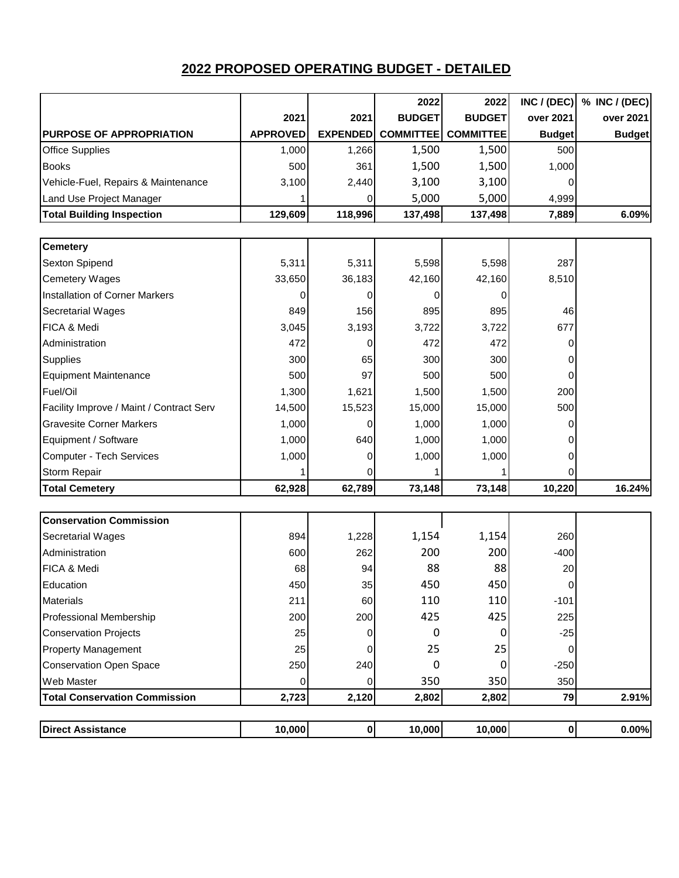## 2022 PROPOSED OPERATING BUDGET - DETAILED

| PURPOSE OF APPROPRIATION | 2021 APPROVED | 2021 EXPENDED | 2022 BUDGET COMMITTEE | 2022 BUDGET COMMITTEE | INC / (DEC) over 2021 Budget | % INC / (DEC) over 2021 Budget |
|---|---|---|---|---|---|---|
| Office Supplies | 1,000 | 1,266 | 1,500 | 1,500 | 500 | |
| Books | 500 | 361 | 1,500 | 1,500 | 1,000 | |
| Vehicle-Fuel, Repairs & Maintenance | 3,100 | 2,440 | 3,100 | 3,100 | 0 | |
| Land Use Project Manager | 1 | 0 | 5,000 | 5,000 | 4,999 | |
| **Total Building Inspection** | **129,609** | **118,996** | **137,498** | **137,498** | **7,889** | **6.09%** |
| | | | | | | |
| **Cemetery** | | | | | | |
| Sexton Spipend | 5,311 | 5,311 | 5,598 | 5,598 | 287 | |
| Cemetery Wages | 33,650 | 36,183 | 42,160 | 42,160 | 8,510 | |
| Installation of Corner Markers | 0 | 0 | 0 | 0 | | |
| Secretarial Wages | 849 | 156 | 895 | 895 | 46 | |
| FICA & Medi | 3,045 | 3,193 | 3,722 | 3,722 | 677 | |
| Administration | 472 | 0 | 472 | 472 | 0 | |
| Supplies | 300 | 65 | 300 | 300 | 0 | |
| Equipment Maintenance | 500 | 97 | 500 | 500 | 0 | |
| Fuel/Oil | 1,300 | 1,621 | 1,500 | 1,500 | 200 | |
| Facility Improve / Maint / Contract Serv | 14,500 | 15,523 | 15,000 | 15,000 | 500 | |
| Gravesite Corner Markers | 1,000 | 0 | 1,000 | 1,000 | 0 | |
| Equipment / Software | 1,000 | 640 | 1,000 | 1,000 | 0 | |
| Computer - Tech Services | 1,000 | 0 | 1,000 | 1,000 | 0 | |
| Storm Repair | 1 | 0 | 1 | 1 | 0 | |
| **Total Cemetery** | **62,928** | **62,789** | **73,148** | **73,148** | **10,220** | **16.24%** |
| | | | | | | |
| **Conservation Commission** | | | | | | |
| Secretarial Wages | 894 | 1,228 | 1,154 | 1,154 | 260 | |
| Administration | 600 | 262 | 200 | 200 | -400 | |
| FICA & Medi | 68 | 94 | 88 | 88 | 20 | |
| Education | 450 | 35 | 450 | 450 | 0 | |
| Materials | 211 | 60 | 110 | 110 | -101 | |
| Professional Membership | 200 | 200 | 425 | 425 | 225 | |
| Conservation Projects | 25 | 0 | 0 | 0 | -25 | |
| Property Management | 25 | 0 | 25 | 25 | 0 | |
| Conservation Open Space | 250 | 240 | 0 | 0 | -250 | |
| Web Master | 0 | 0 | 350 | 350 | 350 | |
| **Total Conservation Commission** | **2,723** | **2,120** | **2,802** | **2,802** | **79** | **2.91%** |
| | | | | | | |
| **Direct Assistance** | **10,000** | **0** | **10,000** | **10,000** | **0** | **0.00%** |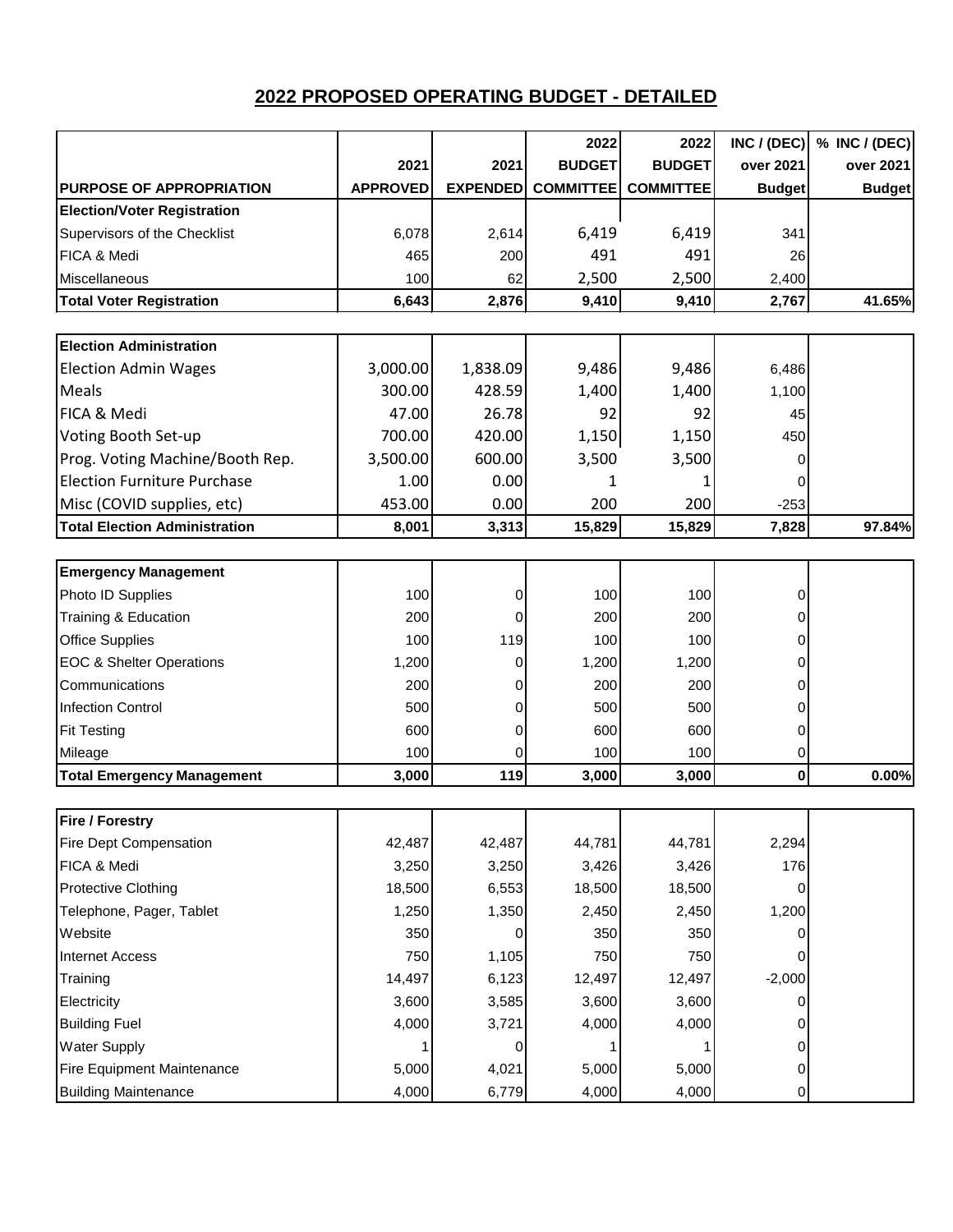## 2022 PROPOSED OPERATING BUDGET - DETAILED

| PURPOSE OF APPROPRIATION | 2021 APPROVED | 2021 EXPENDED | 2022 BUDGET COMMITTEE | 2022 BUDGET COMMITTEE | INC / (DEC) over 2021 Budget | % INC / (DEC) over 2021 Budget |
|---|---|---|---|---|---|---|
| **Election/Voter Registration** | | | | | | |
| Supervisors of the Checklist | 6,078 | 2,614 | 6,419 | 6,419 | 341 | |
| FICA & Medi | 465 | 200 | 491 | 491 | 26 | |
| Miscellaneous | 100 | 62 | 2,500 | 2,500 | 2,400 | |
| **Total Voter Registration** | **6,643** | **2,876** | **9,410** | **9,410** | **2,767** | **41.65%** |
| | | | | | | |
| **Election Administration** | | | | | | |
| Election Admin Wages | 3,000.00 | 1,838.09 | 9,486 | 9,486 | 6,486 | |
| Meals | 300.00 | 428.59 | 1,400 | 1,400 | 1,100 | |
| FICA & Medi | 47.00 | 26.78 | 92 | 92 | 45 | |
| Voting Booth Set-up | 700.00 | 420.00 | 1,150 | 1,150 | 450 | |
| Prog. Voting Machine/Booth Rep. | 3,500.00 | 600.00 | 3,500 | 3,500 | 0 | |
| Election Furniture Purchase | 1.00 | 0.00 | 1 | 1 | 0 | |
| Misc (COVID supplies, etc) | 453.00 | 0.00 | 200 | 200 | -253 | |
| **Total Election Administration** | **8,001** | **3,313** | **15,829** | **15,829** | **7,828** | **97.84%** |
| | | | | | | |
| **Emergency Management** | | | | | | |
| Photo ID Supplies | 100 | 0 | 100 | 100 | 0 | |
| Training & Education | 200 | 0 | 200 | 200 | 0 | |
| Office Supplies | 100 | 119 | 100 | 100 | 0 | |
| EOC & Shelter Operations | 1,200 | 0 | 1,200 | 1,200 | 0 | |
| Communications | 200 | 0 | 200 | 200 | 0 | |
| Infection Control | 500 | 0 | 500 | 500 | 0 | |
| Fit Testing | 600 | 0 | 600 | 600 | 0 | |
| Mileage | 100 | 0 | 100 | 100 | 0 | |
| **Total Emergency Management** | **3,000** | **119** | **3,000** | **3,000** | **0** | **0.00%** |
| | | | | | | |
| **Fire / Forestry** | | | | | | |
| Fire Dept Compensation | 42,487 | 42,487 | 44,781 | 44,781 | 2,294 | |
| FICA & Medi | 3,250 | 3,250 | 3,426 | 3,426 | 176 | |
| Protective Clothing | 18,500 | 6,553 | 18,500 | 18,500 | 0 | |
| Telephone, Pager, Tablet | 1,250 | 1,350 | 2,450 | 2,450 | 1,200 | |
| Website | 350 | 0 | 350 | 350 | 0 | |
| Internet Access | 750 | 1,105 | 750 | 750 | 0 | |
| Training | 14,497 | 6,123 | 12,497 | 12,497 | -2,000 | |
| Electricity | 3,600 | 3,585 | 3,600 | 3,600 | 0 | |
| Building Fuel | 4,000 | 3,721 | 4,000 | 4,000 | 0 | |
| Water Supply | 1 | 0 | 1 | 1 | 0 | |
| Fire Equipment Maintenance | 5,000 | 4,021 | 5,000 | 5,000 | 0 | |
| Building Maintenance | 4,000 | 6,779 | 4,000 | 4,000 | 0 | |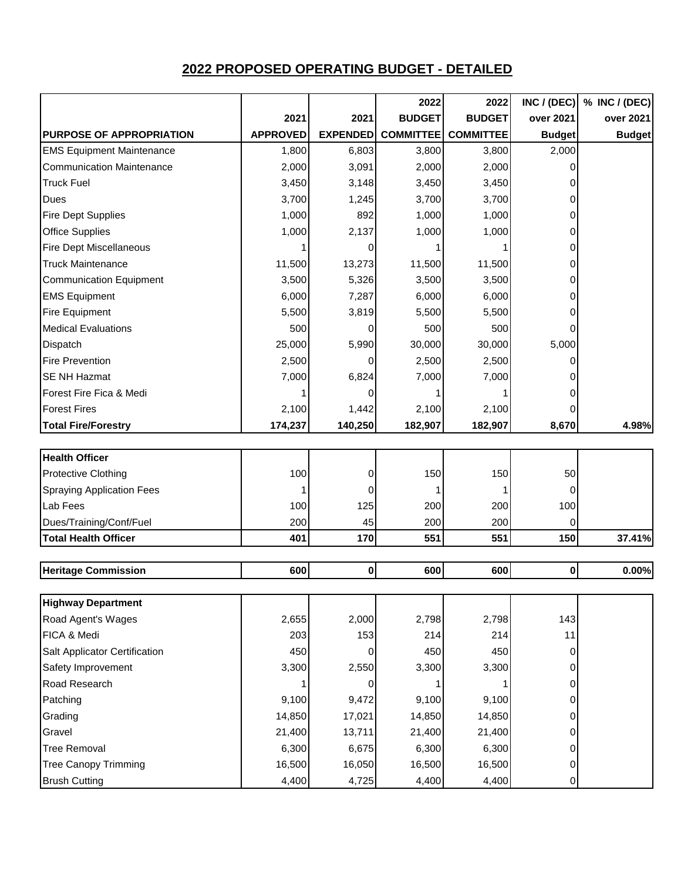# 2022 PROPOSED OPERATING BUDGET - DETAILED

| PURPOSE OF APPROPRIATION | 2021 APPROVED | 2021 EXPENDED | 2022 BUDGET COMMITTEE | 2022 BUDGET COMMITTEE | INC / (DEC) over 2021 Budget | % INC / (DEC) over 2021 Budget |
|---|---|---|---|---|---|---|
| EMS Equipment Maintenance | 1,800 | 6,803 | 3,800 | 3,800 | 2,000 | |
| Communication Maintenance | 2,000 | 3,091 | 2,000 | 2,000 | 0 | |
| Truck Fuel | 3,450 | 3,148 | 3,450 | 3,450 | 0 | |
| Dues | 3,700 | 1,245 | 3,700 | 3,700 | 0 | |
| Fire Dept Supplies | 1,000 | 892 | 1,000 | 1,000 | 0 | |
| Office Supplies | 1,000 | 2,137 | 1,000 | 1,000 | 0 | |
| Fire Dept Miscellaneous | 1 | 0 | 1 | 1 | 0 | |
| Truck Maintenance | 11,500 | 13,273 | 11,500 | 11,500 | 0 | |
| Communication Equipment | 3,500 | 5,326 | 3,500 | 3,500 | 0 | |
| EMS Equipment | 6,000 | 7,287 | 6,000 | 6,000 | 0 | |
| Fire Equipment | 5,500 | 3,819 | 5,500 | 5,500 | 0 | |
| Medical Evaluations | 500 | 0 | 500 | 500 | 0 | |
| Dispatch | 25,000 | 5,990 | 30,000 | 30,000 | 5,000 | |
| Fire Prevention | 2,500 | 0 | 2,500 | 2,500 | 0 | |
| SE NH Hazmat | 7,000 | 6,824 | 7,000 | 7,000 | 0 | |
| Forest Fire Fica & Medi | 1 | 0 | 1 | 1 | 0 | |
| Forest Fires | 2,100 | 1,442 | 2,100 | 2,100 | 0 | |
| **Total Fire/Forestry** | **174,237** | **140,250** | **182,907** | **182,907** | **8,670** | **4.98%** |
| | | | | | | |
| **Health Officer** | | | | | | |
| Protective Clothing | 100 | 0 | 150 | 150 | 50 | |
| Spraying Application Fees | 1 | 0 | 1 | 1 | 0 | |
| Lab Fees | 100 | 125 | 200 | 200 | 100 | |
| Dues/Training/Conf/Fuel | 200 | 45 | 200 | 200 | 0 | |
| **Total Health Officer** | **401** | **170** | **551** | **551** | **150** | **37.41%** |
| | | | | | | |
| **Heritage Commission** | **600** | **0** | **600** | **600** | **0** | **0.00%** |
| | | | | | | |
| **Highway Department** | | | | | | |
| Road Agent's Wages | 2,655 | 2,000 | 2,798 | 2,798 | 143 | |
| FICA & Medi | 203 | 153 | 214 | 214 | 11 | |
| Salt Applicator Certification | 450 | 0 | 450 | 450 | 0 | |
| Safety Improvement | 3,300 | 2,550 | 3,300 | 3,300 | 0 | |
| Road Research | 1 | 0 | 1 | 1 | 0 | |
| Patching | 9,100 | 9,472 | 9,100 | 9,100 | 0 | |
| Grading | 14,850 | 17,021 | 14,850 | 14,850 | 0 | |
| Gravel | 21,400 | 13,711 | 21,400 | 21,400 | 0 | |
| Tree Removal | 6,300 | 6,675 | 6,300 | 6,300 | 0 | |
| Tree Canopy Trimming | 16,500 | 16,050 | 16,500 | 16,500 | 0 | |
| Brush Cutting | 4,400 | 4,725 | 4,400 | 4,400 | 0 | |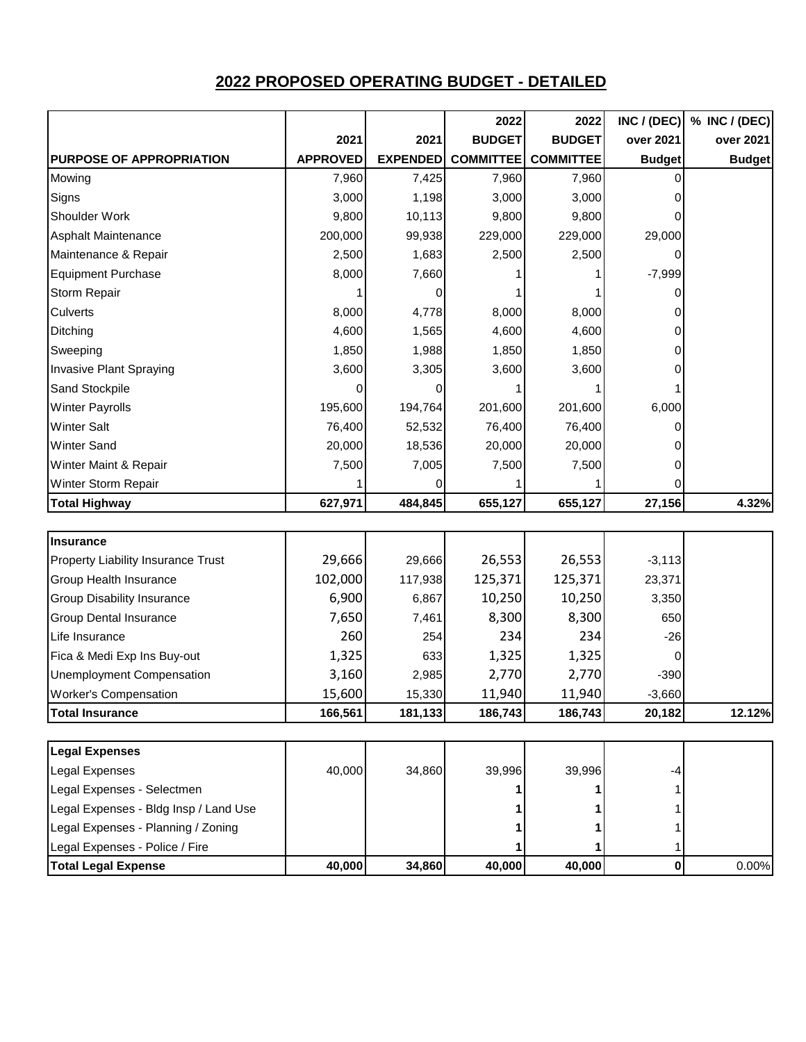## 2022 PROPOSED OPERATING BUDGET - DETAILED

| PURPOSE OF APPROPRIATION | 2021 APPROVED | 2021 EXPENDED | 2022 BUDGET COMMITTEE | 2022 BUDGET COMMITTEE | INC / (DEC) over 2021 Budget | % INC / (DEC) over 2021 Budget |
|---|---|---|---|---|---|---|
| Mowing | 7,960 | 7,425 | 7,960 | 7,960 | 0 | |
| Signs | 3,000 | 1,198 | 3,000 | 3,000 | 0 | |
| Shoulder Work | 9,800 | 10,113 | 9,800 | 9,800 | 0 | |
| Asphalt Maintenance | 200,000 | 99,938 | 229,000 | 229,000 | 29,000 | |
| Maintenance & Repair | 2,500 | 1,683 | 2,500 | 2,500 | 0 | |
| Equipment Purchase | 8,000 | 7,660 | 1 | 1 | -7,999 | |
| Storm Repair | 1 | 0 | 1 | 1 | 0 | |
| Culverts | 8,000 | 4,778 | 8,000 | 8,000 | 0 | |
| Ditching | 4,600 | 1,565 | 4,600 | 4,600 | 0 | |
| Sweeping | 1,850 | 1,988 | 1,850 | 1,850 | 0 | |
| Invasive Plant Spraying | 3,600 | 3,305 | 3,600 | 3,600 | 0 | |
| Sand Stockpile | 0 | 0 | 1 | 1 | 1 | |
| Winter Payrolls | 195,600 | 194,764 | 201,600 | 201,600 | 6,000 | |
| Winter Salt | 76,400 | 52,532 | 76,400 | 76,400 | 0 | |
| Winter Sand | 20,000 | 18,536 | 20,000 | 20,000 | 0 | |
| Winter Maint & Repair | 7,500 | 7,005 | 7,500 | 7,500 | 0 | |
| Winter Storm Repair | 1 | 0 | 1 | 1 | 0 | |
| **Total Highway** | **627,971** | **484,845** | **655,127** | **655,127** | **27,156** | **4.32%** |
| | | | | | | |
| **Insurance** | | | | | | |
| Property Liability Insurance Trust | 29,666 | 29,666 | 26,553 | 26,553 | -3,113 | |
| Group Health Insurance | 102,000 | 117,938 | 125,371 | 125,371 | 23,371 | |
| Group Disability Insurance | 6,900 | 6,867 | 10,250 | 10,250 | 3,350 | |
| Group Dental Insurance | 7,650 | 7,461 | 8,300 | 8,300 | 650 | |
| Life Insurance | 260 | 254 | 234 | 234 | -26 | |
| Fica & Medi Exp Ins Buy-out | 1,325 | 633 | 1,325 | 1,325 | 0 | |
| Unemployment Compensation | 3,160 | 2,985 | 2,770 | 2,770 | -390 | |
| Worker's Compensation | 15,600 | 15,330 | 11,940 | 11,940 | -3,660 | |
| **Total Insurance** | **166,561** | **181,133** | **186,743** | **186,743** | **20,182** | **12.12%** |
| | | | | | | |
| **Legal Expenses** | | | | | | |
| Legal Expenses | 40,000 | 34,860 | 39,996 | 39,996 | -4 | |
| Legal Expenses - Selectmen | | | **1** | **1** | 1 | |
| Legal Expenses - Bldg Insp / Land Use | | | **1** | **1** | 1 | |
| Legal Expenses - Planning / Zoning | | | **1** | **1** | 1 | |
| Legal Expenses - Police / Fire | | | **1** | **1** | 1 | |
| **Total Legal Expense** | **40,000** | **34,860** | **40,000** | **40,000** | **0** | 0.00% |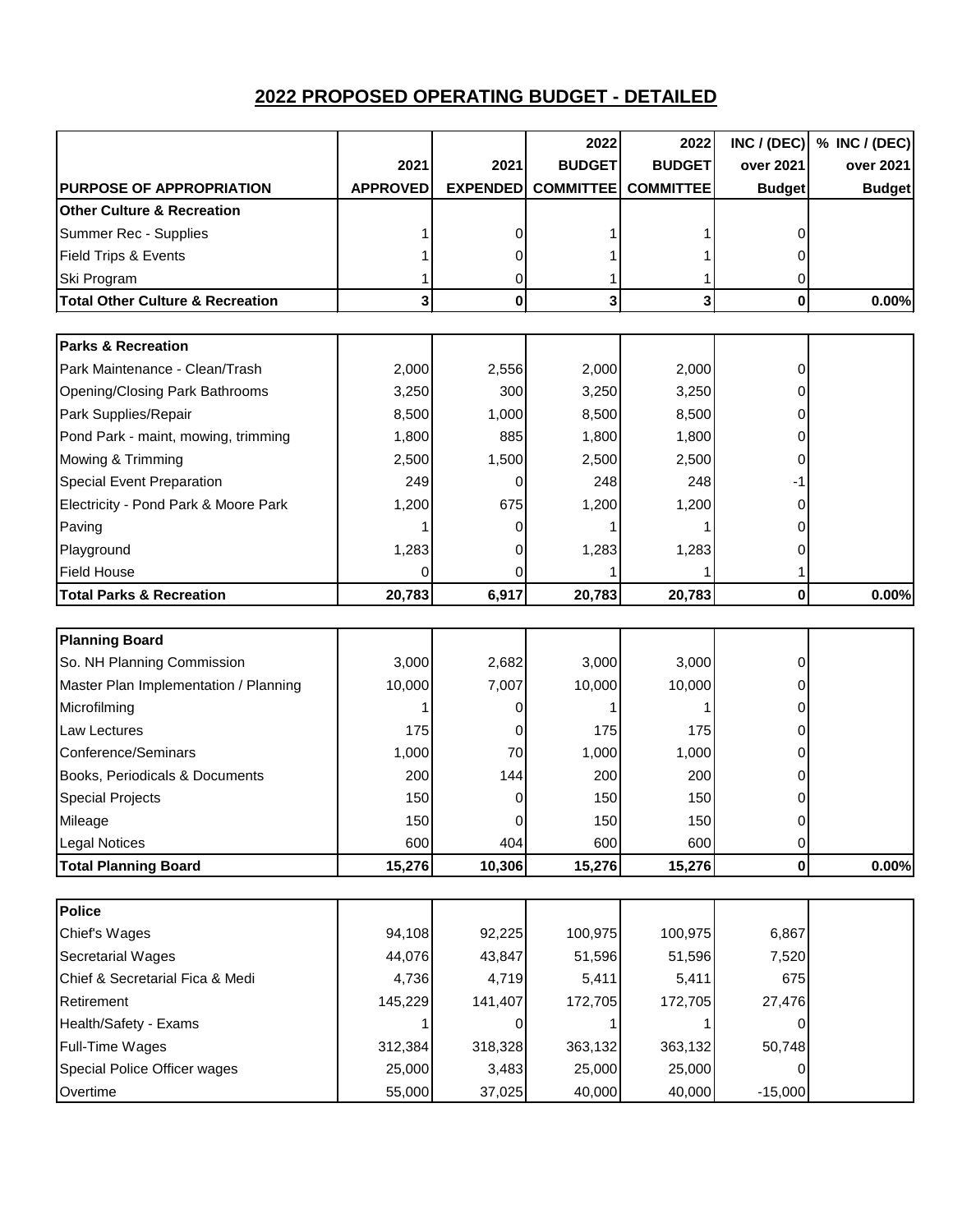## 2022 PROPOSED OPERATING BUDGET - DETAILED

| PURPOSE OF APPROPRIATION | 2021 APPROVED | 2021 EXPENDED | 2022 BUDGET COMMITTEE | 2022 BUDGET COMMITTEE | INC / (DEC) over 2021 Budget | % INC / (DEC) over 2021 Budget |
|---|---|---|---|---|---|---|
| **Other Culture & Recreation** | | | | | | |
| Summer Rec - Supplies | 1 | 0 | 1 | 1 | 0 | |
| Field Trips & Events | 1 | 0 | 1 | 1 | 0 | |
| Ski Program | 1 | 0 | 1 | 1 | 0 | |
| **Total Other Culture & Recreation** | **3** | **0** | **3** | **3** | **0** | **0.00%** |
| | | | | | | |
| **Parks & Recreation** | | | | | | |
| Park Maintenance - Clean/Trash | 2,000 | 2,556 | 2,000 | 2,000 | 0 | |
| Opening/Closing Park Bathrooms | 3,250 | 300 | 3,250 | 3,250 | 0 | |
| Park Supplies/Repair | 8,500 | 1,000 | 8,500 | 8,500 | 0 | |
| Pond Park - maint, mowing, trimming | 1,800 | 885 | 1,800 | 1,800 | 0 | |
| Mowing & Trimming | 2,500 | 1,500 | 2,500 | 2,500 | 0 | |
| Special Event Preparation | 249 | 0 | 248 | 248 | -1 | |
| Electricity - Pond Park & Moore Park | 1,200 | 675 | 1,200 | 1,200 | 0 | |
| Paving | 1 | 0 | 1 | 1 | 0 | |
| Playground | 1,283 | 0 | 1,283 | 1,283 | 0 | |
| Field House | 0 | 0 | 1 | 1 | 1 | |
| **Total Parks & Recreation** | **20,783** | **6,917** | **20,783** | **20,783** | **0** | **0.00%** |
| | | | | | | |
| **Planning Board** | | | | | | |
| So. NH Planning Commission | 3,000 | 2,682 | 3,000 | 3,000 | 0 | |
| Master Plan Implementation / Planning | 10,000 | 7,007 | 10,000 | 10,000 | 0 | |
| Microfilming | 1 | 0 | 1 | 1 | 0 | |
| Law Lectures | 175 | 0 | 175 | 175 | 0 | |
| Conference/Seminars | 1,000 | 70 | 1,000 | 1,000 | 0 | |
| Books, Periodicals & Documents | 200 | 144 | 200 | 200 | 0 | |
| Special Projects | 150 | 0 | 150 | 150 | 0 | |
| Mileage | 150 | 0 | 150 | 150 | 0 | |
| Legal Notices | 600 | 404 | 600 | 600 | 0 | |
| **Total Planning Board** | **15,276** | **10,306** | **15,276** | **15,276** | **0** | **0.00%** |
| | | | | | | |
| **Police** | | | | | | |
| Chief's Wages | 94,108 | 92,225 | 100,975 | 100,975 | 6,867 | |
| Secretarial Wages | 44,076 | 43,847 | 51,596 | 51,596 | 7,520 | |
| Chief & Secretarial Fica & Medi | 4,736 | 4,719 | 5,411 | 5,411 | 675 | |
| Retirement | 145,229 | 141,407 | 172,705 | 172,705 | 27,476 | |
| Health/Safety - Exams | 1 | 0 | 1 | 1 | 0 | |
| Full-Time Wages | 312,384 | 318,328 | 363,132 | 363,132 | 50,748 | |
| Special Police Officer wages | 25,000 | 3,483 | 25,000 | 25,000 | 0 | |
| Overtime | 55,000 | 37,025 | 40,000 | 40,000 | -15,000 | |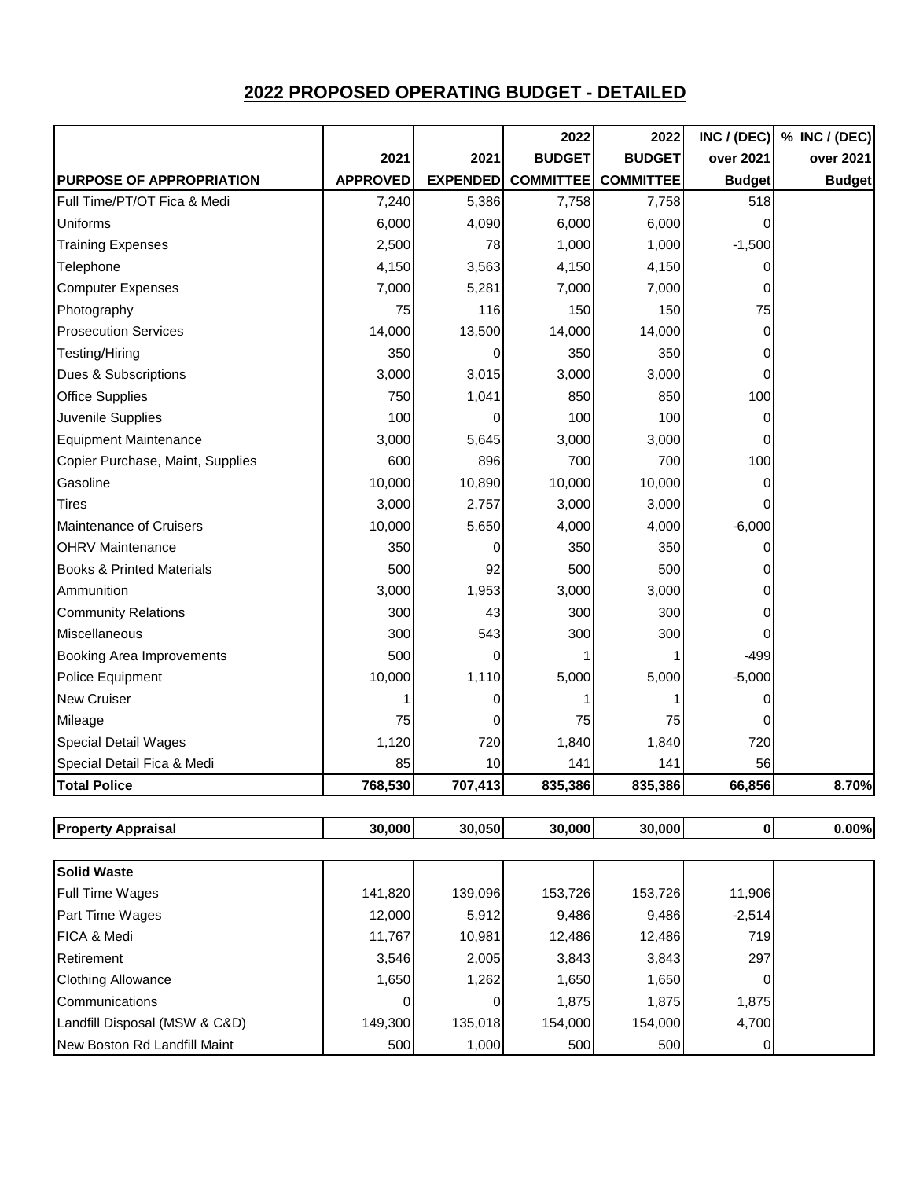## 2022 PROPOSED OPERATING BUDGET - DETAILED

| PURPOSE OF APPROPRIATION | 2021 APPROVED | 2021 EXPENDED | 2022 BUDGET COMMITTEE | 2022 BUDGET COMMITTEE | INC / (DEC) over 2021 Budget | % INC / (DEC) over 2021 Budget |
|---|---|---|---|---|---|---|
| Full Time/PT/OT Fica & Medi | 7,240 | 5,386 | 7,758 | 7,758 | 518 | |
| Uniforms | 6,000 | 4,090 | 6,000 | 6,000 | 0 | |
| Training Expenses | 2,500 | 78 | 1,000 | 1,000 | -1,500 | |
| Telephone | 4,150 | 3,563 | 4,150 | 4,150 | 0 | |
| Computer Expenses | 7,000 | 5,281 | 7,000 | 7,000 | 0 | |
| Photography | 75 | 116 | 150 | 150 | 75 | |
| Prosecution Services | 14,000 | 13,500 | 14,000 | 14,000 | 0 | |
| Testing/Hiring | 350 | 0 | 350 | 350 | 0 | |
| Dues & Subscriptions | 3,000 | 3,015 | 3,000 | 3,000 | 0 | |
| Office Supplies | 750 | 1,041 | 850 | 850 | 100 | |
| Juvenile Supplies | 100 | 0 | 100 | 100 | 0 | |
| Equipment Maintenance | 3,000 | 5,645 | 3,000 | 3,000 | 0 | |
| Copier Purchase, Maint, Supplies | 600 | 896 | 700 | 700 | 100 | |
| Gasoline | 10,000 | 10,890 | 10,000 | 10,000 | 0 | |
| Tires | 3,000 | 2,757 | 3,000 | 3,000 | 0 | |
| Maintenance of Cruisers | 10,000 | 5,650 | 4,000 | 4,000 | -6,000 | |
| OHRV Maintenance | 350 | 0 | 350 | 350 | 0 | |
| Books & Printed Materials | 500 | 92 | 500 | 500 | 0 | |
| Ammunition | 3,000 | 1,953 | 3,000 | 3,000 | 0 | |
| Community Relations | 300 | 43 | 300 | 300 | 0 | |
| Miscellaneous | 300 | 543 | 300 | 300 | 0 | |
| Booking Area Improvements | 500 | 0 | 1 | 1 | -499 | |
| Police Equipment | 10,000 | 1,110 | 5,000 | 5,000 | -5,000 | |
| New Cruiser | 1 | 0 | 1 | 1 | 0 | |
| Mileage | 75 | 0 | 75 | 75 | 0 | |
| Special Detail Wages | 1,120 | 720 | 1,840 | 1,840 | 720 | |
| Special Detail Fica & Medi | 85 | 10 | 141 | 141 | 56 | |
| **Total Police** | **768,530** | **707,413** | **835,386** | **835,386** | **66,856** | **8.70%** |

| | | | | | | |
|---|---|---|---|---|---|---|
| **Property Appraisal** | **30,000** | **30,050** | **30,000** | **30,000** | **0** | **0.00%** |

| | | | | | | |
|---|---|---|---|---|---|---|
| **Solid Waste** | | | | | | |
| Full Time Wages | 141,820 | 139,096 | 153,726 | 153,726 | 11,906 | |
| Part Time Wages | 12,000 | 5,912 | 9,486 | 9,486 | -2,514 | |
| FICA & Medi | 11,767 | 10,981 | 12,486 | 12,486 | 719 | |
| Retirement | 3,546 | 2,005 | 3,843 | 3,843 | 297 | |
| Clothing Allowance | 1,650 | 1,262 | 1,650 | 1,650 | 0 | |
| Communications | 0 | 0 | 1,875 | 1,875 | 1,875 | |
| Landfill Disposal (MSW & C&D) | 149,300 | 135,018 | 154,000 | 154,000 | 4,700 | |
| New Boston Rd Landfill Maint | 500 | 1,000 | 500 | 500 | 0 | |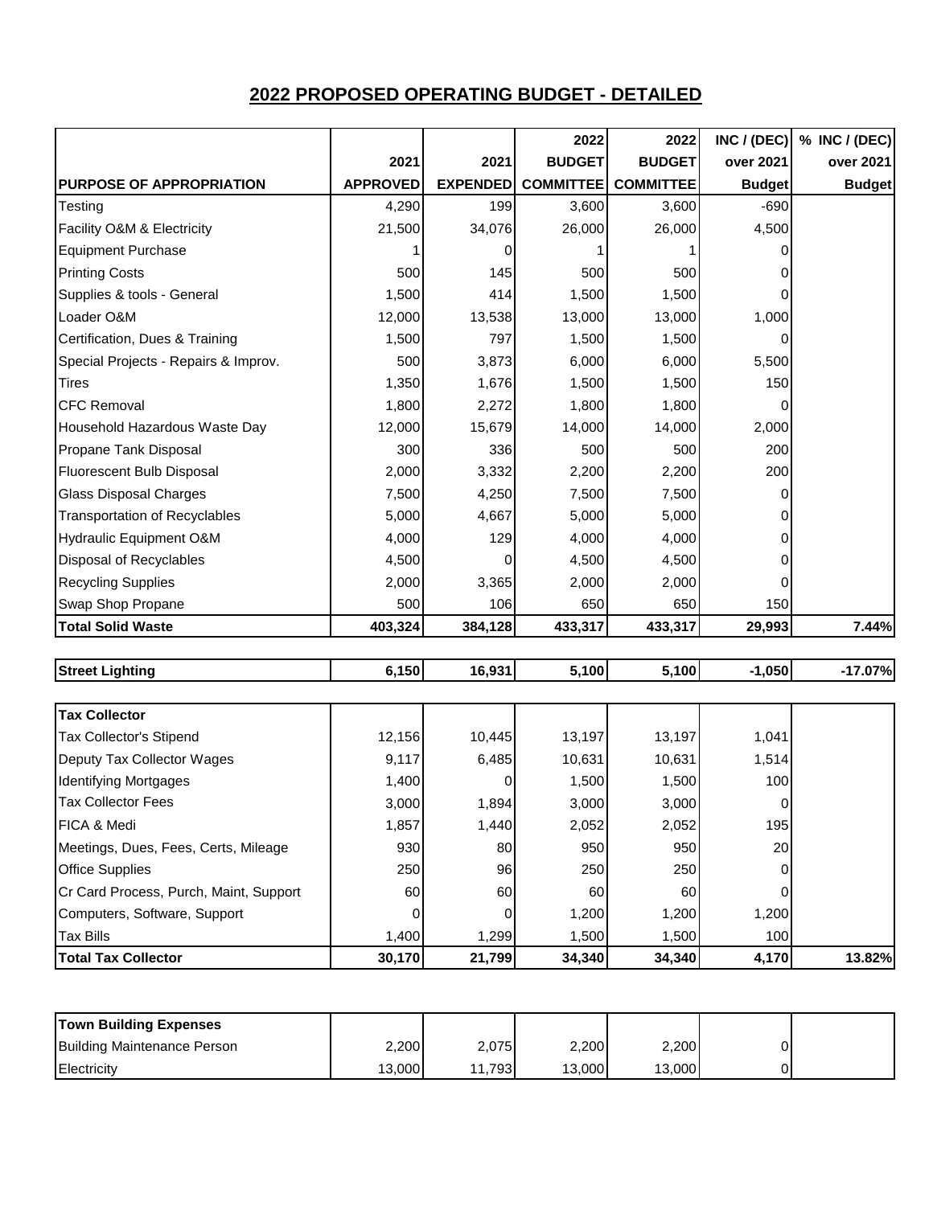## 2022 PROPOSED OPERATING BUDGET - DETAILED

| PURPOSE OF APPROPRIATION | 2021 APPROVED | 2021 EXPENDED | 2022 BUDGET COMMITTEE | 2022 BUDGET COMMITTEE | INC / (DEC) over 2021 Budget | % INC / (DEC) over 2021 Budget |
|---|---|---|---|---|---|---|
| Testing | 4,290 | 199 | 3,600 | 3,600 | -690 | |
| Facility O&M & Electricity | 21,500 | 34,076 | 26,000 | 26,000 | 4,500 | |
| Equipment Purchase | 1 | 0 | 1 | 1 | 0 | |
| Printing Costs | 500 | 145 | 500 | 500 | 0 | |
| Supplies & tools - General | 1,500 | 414 | 1,500 | 1,500 | 0 | |
| Loader O&M | 12,000 | 13,538 | 13,000 | 13,000 | 1,000 | |
| Certification, Dues & Training | 1,500 | 797 | 1,500 | 1,500 | 0 | |
| Special Projects - Repairs & Improv. | 500 | 3,873 | 6,000 | 6,000 | 5,500 | |
| Tires | 1,350 | 1,676 | 1,500 | 1,500 | 150 | |
| CFC Removal | 1,800 | 2,272 | 1,800 | 1,800 | 0 | |
| Household Hazardous Waste Day | 12,000 | 15,679 | 14,000 | 14,000 | 2,000 | |
| Propane Tank Disposal | 300 | 336 | 500 | 500 | 200 | |
| Fluorescent Bulb Disposal | 2,000 | 3,332 | 2,200 | 2,200 | 200 | |
| Glass Disposal Charges | 7,500 | 4,250 | 7,500 | 7,500 | 0 | |
| Transportation of Recyclables | 5,000 | 4,667 | 5,000 | 5,000 | 0 | |
| Hydraulic Equipment O&M | 4,000 | 129 | 4,000 | 4,000 | 0 | |
| Disposal of Recyclables | 4,500 | 0 | 4,500 | 4,500 | 0 | |
| Recycling Supplies | 2,000 | 3,365 | 2,000 | 2,000 | 0 | |
| Swap Shop Propane | 500 | 106 | 650 | 650 | 150 | |
| **Total Solid Waste** | **403,324** | **384,128** | **433,317** | **433,317** | **29,993** | **7.44%** |

| | | | | | | |
|---|---|---|---|---|---|---|
| **Street Lighting** | **6,150** | **16,931** | **5,100** | **5,100** | **-1,050** | **-17.07%** |

| | | | | | | |
|---|---|---|---|---|---|---|
| **Tax Collector** | | | | | | |
| Tax Collector's Stipend | 12,156 | 10,445 | 13,197 | 13,197 | 1,041 | |
| Deputy Tax Collector Wages | 9,117 | 6,485 | 10,631 | 10,631 | 1,514 | |
| Identifying Mortgages | 1,400 | 0 | 1,500 | 1,500 | 100 | |
| Tax Collector Fees | 3,000 | 1,894 | 3,000 | 3,000 | 0 | |
| FICA & Medi | 1,857 | 1,440 | 2,052 | 2,052 | 195 | |
| Meetings, Dues, Fees, Certs, Mileage | 930 | 80 | 950 | 950 | 20 | |
| Office Supplies | 250 | 96 | 250 | 250 | 0 | |
| Cr Card Process, Purch, Maint, Support | 60 | 60 | 60 | 60 | 0 | |
| Computers, Software, Support | 0 | 0 | 1,200 | 1,200 | 1,200 | |
| Tax Bills | 1,400 | 1,299 | 1,500 | 1,500 | 100 | |
| **Total Tax Collector** | **30,170** | **21,799** | **34,340** | **34,340** | **4,170** | **13.82%** |

| | | | | | | |
|---|---|---|---|---|---|---|
| **Town Building Expenses** | | | | | | |
| Building Maintenance Person | 2,200 | 2,075 | 2,200 | 2,200 | 0 | |
| Electricity | 13,000 | 11,793 | 13,000 | 13,000 | 0 | |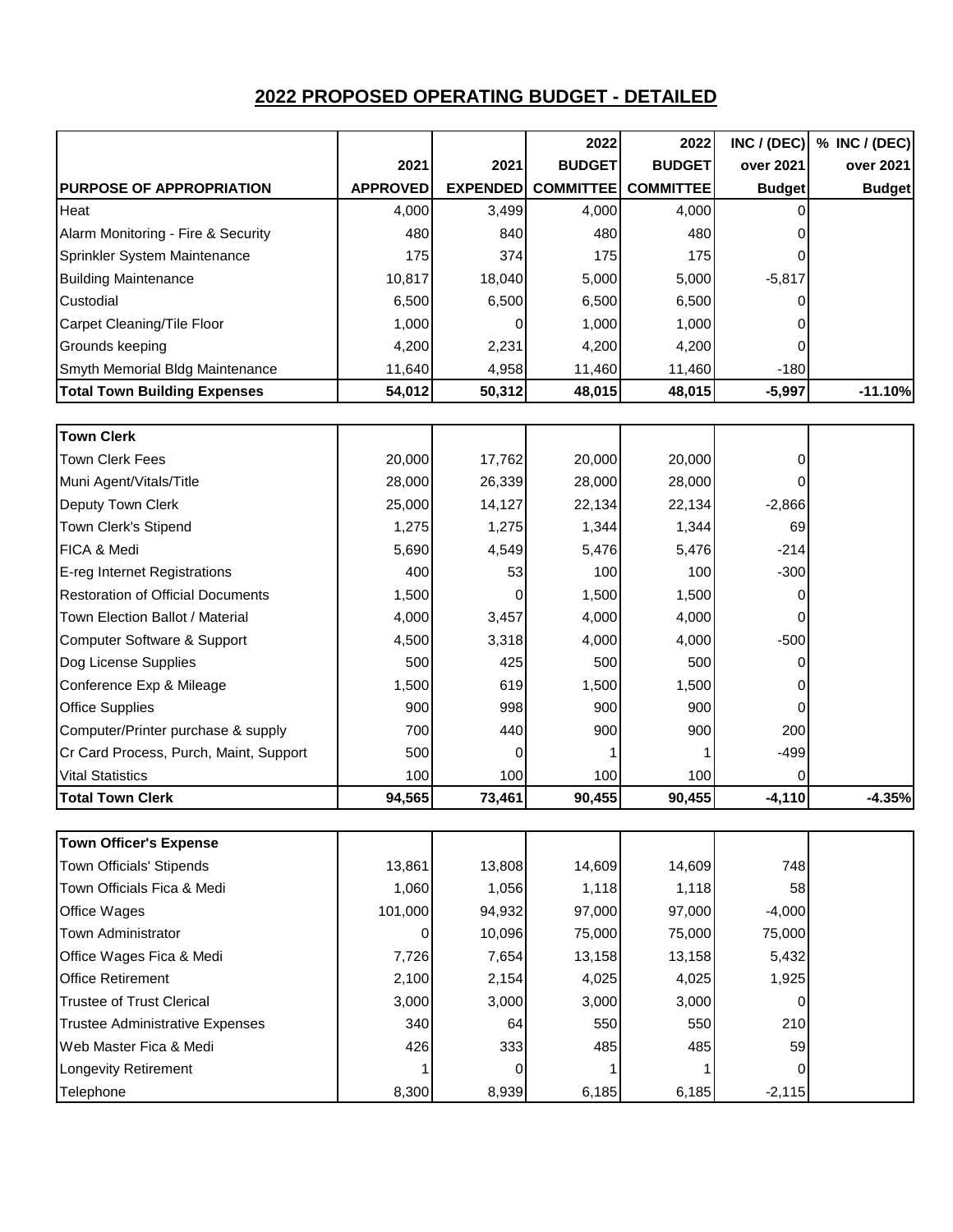## 2022 PROPOSED OPERATING BUDGET - DETAILED

| PURPOSE OF APPROPRIATION | 2021 APPROVED | 2021 EXPENDED | 2022 BUDGET COMMITTEE | 2022 BUDGET COMMITTEE | INC / (DEC) over 2021 Budget | % INC / (DEC) over 2021 Budget |
|---|---|---|---|---|---|---|
| Heat | 4,000 | 3,499 | 4,000 | 4,000 | 0 | |
| Alarm Monitoring - Fire & Security | 480 | 840 | 480 | 480 | 0 | |
| Sprinkler System Maintenance | 175 | 374 | 175 | 175 | 0 | |
| Building Maintenance | 10,817 | 18,040 | 5,000 | 5,000 | -5,817 | |
| Custodial | 6,500 | 6,500 | 6,500 | 6,500 | 0 | |
| Carpet Cleaning/Tile Floor | 1,000 | 0 | 1,000 | 1,000 | 0 | |
| Grounds keeping | 4,200 | 2,231 | 4,200 | 4,200 | 0 | |
| Smyth Memorial Bldg Maintenance | 11,640 | 4,958 | 11,460 | 11,460 | -180 | |
| **Total Town Building Expenses** | **54,012** | **50,312** | **48,015** | **48,015** | **-5,997** | **-11.10%** |
| | | | | | | |
| **Town Clerk** | | | | | | |
| Town Clerk Fees | 20,000 | 17,762 | 20,000 | 20,000 | 0 | |
| Muni Agent/Vitals/Title | 28,000 | 26,339 | 28,000 | 28,000 | 0 | |
| Deputy Town Clerk | 25,000 | 14,127 | 22,134 | 22,134 | -2,866 | |
| Town Clerk's Stipend | 1,275 | 1,275 | 1,344 | 1,344 | 69 | |
| FICA & Medi | 5,690 | 4,549 | 5,476 | 5,476 | -214 | |
| E-reg Internet Registrations | 400 | 53 | 100 | 100 | -300 | |
| Restoration of Official Documents | 1,500 | 0 | 1,500 | 1,500 | 0 | |
| Town Election Ballot / Material | 4,000 | 3,457 | 4,000 | 4,000 | 0 | |
| Computer Software & Support | 4,500 | 3,318 | 4,000 | 4,000 | -500 | |
| Dog License Supplies | 500 | 425 | 500 | 500 | 0 | |
| Conference Exp & Mileage | 1,500 | 619 | 1,500 | 1,500 | 0 | |
| Office Supplies | 900 | 998 | 900 | 900 | 0 | |
| Computer/Printer purchase & supply | 700 | 440 | 900 | 900 | 200 | |
| Cr Card Process, Purch, Maint, Support | 500 | 0 | 1 | 1 | -499 | |
| Vital Statistics | 100 | 100 | 100 | 100 | 0 | |
| **Total Town Clerk** | **94,565** | **73,461** | **90,455** | **90,455** | **-4,110** | **-4.35%** |
| | | | | | | |
| **Town Officer's Expense** | | | | | | |
| Town Officials' Stipends | 13,861 | 13,808 | 14,609 | 14,609 | 748 | |
| Town Officials Fica & Medi | 1,060 | 1,056 | 1,118 | 1,118 | 58 | |
| Office Wages | 101,000 | 94,932 | 97,000 | 97,000 | -4,000 | |
| Town Administrator | 0 | 10,096 | 75,000 | 75,000 | 75,000 | |
| Office Wages Fica & Medi | 7,726 | 7,654 | 13,158 | 13,158 | 5,432 | |
| Office Retirement | 2,100 | 2,154 | 4,025 | 4,025 | 1,925 | |
| Trustee of Trust Clerical | 3,000 | 3,000 | 3,000 | 3,000 | 0 | |
| Trustee Administrative Expenses | 340 | 64 | 550 | 550 | 210 | |
| Web Master Fica & Medi | 426 | 333 | 485 | 485 | 59 | |
| Longevity Retirement | 1 | 0 | 1 | 1 | 0 | |
| Telephone | 8,300 | 8,939 | 6,185 | 6,185 | -2,115 | |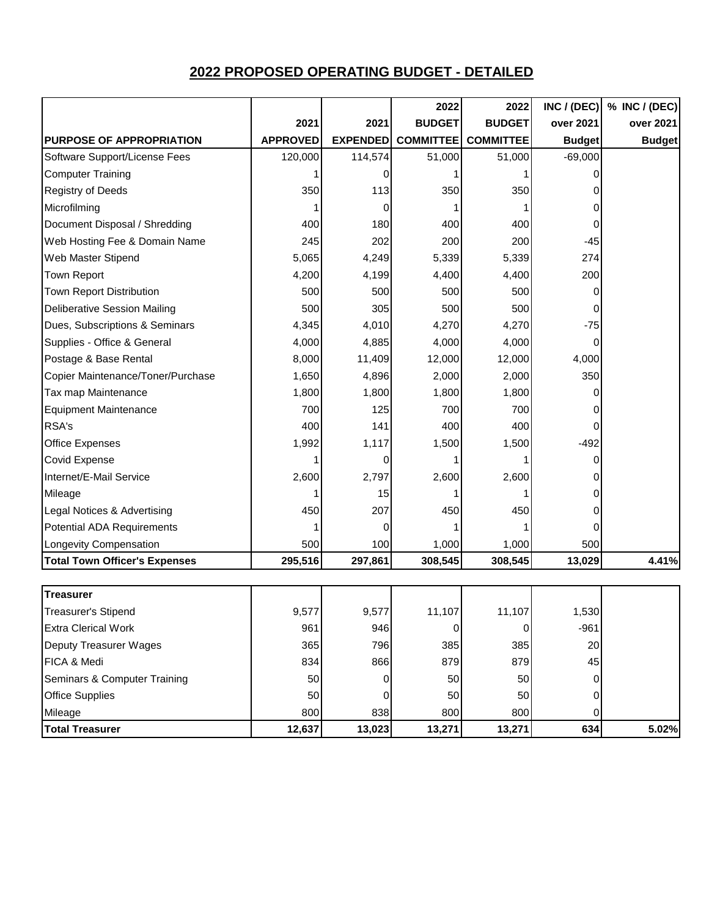## 2022 PROPOSED OPERATING BUDGET - DETAILED

| PURPOSE OF APPROPRIATION | 2021 APPROVED | 2021 EXPENDED | 2022 BUDGET COMMITTEE | 2022 BUDGET COMMITTEE | INC / (DEC) over 2021 Budget | % INC / (DEC) over 2021 Budget |
|---|---|---|---|---|---|---|
| Software Support/License Fees | 120,000 | 114,574 | 51,000 | 51,000 | -69,000 | |
| Computer Training | 1 | 0 | 1 | 1 | 0 | |
| Registry of Deeds | 350 | 113 | 350 | 350 | 0 | |
| Microfilming | 1 | 0 | 1 | 1 | 0 | |
| Document Disposal / Shredding | 400 | 180 | 400 | 400 | 0 | |
| Web Hosting Fee & Domain Name | 245 | 202 | 200 | 200 | -45 | |
| Web Master Stipend | 5,065 | 4,249 | 5,339 | 5,339 | 274 | |
| Town Report | 4,200 | 4,199 | 4,400 | 4,400 | 200 | |
| Town Report Distribution | 500 | 500 | 500 | 500 | 0 | |
| Deliberative Session Mailing | 500 | 305 | 500 | 500 | 0 | |
| Dues, Subscriptions & Seminars | 4,345 | 4,010 | 4,270 | 4,270 | -75 | |
| Supplies - Office & General | 4,000 | 4,885 | 4,000 | 4,000 | 0 | |
| Postage & Base Rental | 8,000 | 11,409 | 12,000 | 12,000 | 4,000 | |
| Copier Maintenance/Toner/Purchase | 1,650 | 4,896 | 2,000 | 2,000 | 350 | |
| Tax map Maintenance | 1,800 | 1,800 | 1,800 | 1,800 | 0 | |
| Equipment Maintenance | 700 | 125 | 700 | 700 | 0 | |
| RSA's | 400 | 141 | 400 | 400 | 0 | |
| Office Expenses | 1,992 | 1,117 | 1,500 | 1,500 | -492 | |
| Covid Expense | 1 | 0 | 1 | 1 | 0 | |
| Internet/E-Mail Service | 2,600 | 2,797 | 2,600 | 2,600 | 0 | |
| Mileage | 1 | 15 | 1 | 1 | 0 | |
| Legal Notices & Advertising | 450 | 207 | 450 | 450 | 0 | |
| Potential ADA Requirements | 1 | 0 | 1 | 1 | 0 | |
| Longevity Compensation | 500 | 100 | 1,000 | 1,000 | 500 | |
| **Total Town Officer's Expenses** | **295,516** | **297,861** | **308,545** | **308,545** | **13,029** | **4.41%** |

| **Treasurer** | | | | | | |
|---|---|---|---|---|---|---|
| Treasurer's Stipend | 9,577 | 9,577 | 11,107 | 11,107 | 1,530 | |
| Extra Clerical Work | 961 | 946 | 0 | 0 | -961 | |
| Deputy Treasurer Wages | 365 | 796 | 385 | 385 | 20 | |
| FICA & Medi | 834 | 866 | 879 | 879 | 45 | |
| Seminars & Computer Training | 50 | 0 | 50 | 50 | 0 | |
| Office Supplies | 50 | 0 | 50 | 50 | 0 | |
| Mileage | 800 | 838 | 800 | 800 | 0 | |
| **Total Treasurer** | **12,637** | **13,023** | **13,271** | **13,271** | **634** | **5.02%** |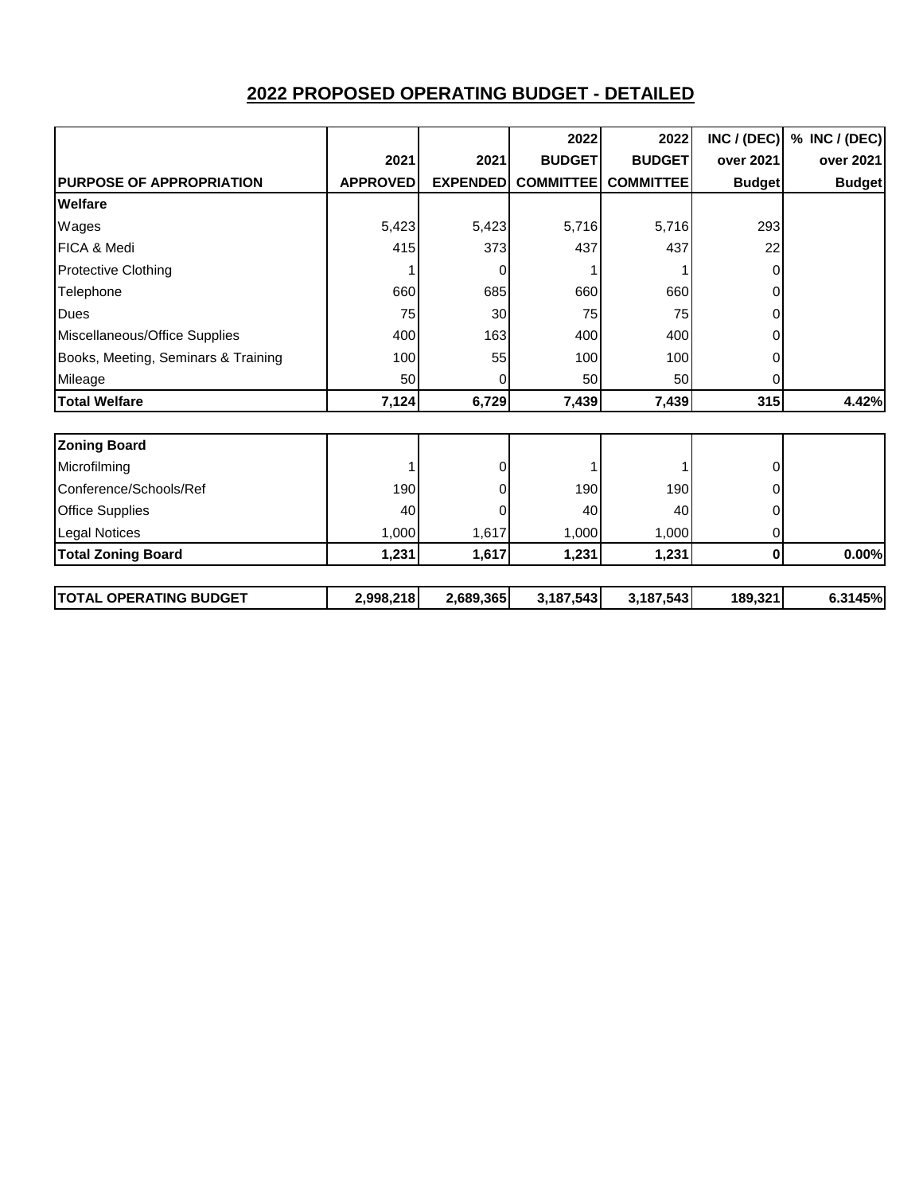## 2022 PROPOSED OPERATING BUDGET - DETAILED

| PURPOSE OF APPROPRIATION | 2021 APPROVED | 2021 EXPENDED | 2022 BUDGET COMMITTEE | 2022 BUDGET COMMITTEE | INC / (DEC) over 2021 Budget | % INC / (DEC) over 2021 Budget |
|---|---|---|---|---|---|---|
| **Welfare** | | | | | | |
| Wages | 5,423 | 5,423 | 5,716 | 5,716 | 293 | |
| FICA & Medi | 415 | 373 | 437 | 437 | 22 | |
| Protective Clothing | 1 | 0 | 1 | 1 | 0 | |
| Telephone | 660 | 685 | 660 | 660 | 0 | |
| Dues | 75 | 30 | 75 | 75 | 0 | |
| Miscellaneous/Office Supplies | 400 | 163 | 400 | 400 | 0 | |
| Books, Meeting, Seminars & Training | 100 | 55 | 100 | 100 | 0 | |
| Mileage | 50 | 0 | 50 | 50 | 0 | |
| **Total Welfare** | **7,124** | **6,729** | **7,439** | **7,439** | **315** | **4.42%** |
| | | | | | | |
| **Zoning Board** | | | | | | |
| Microfilming | 1 | 0 | 1 | 1 | 0 | |
| Conference/Schools/Ref | 190 | 0 | 190 | 190 | 0 | |
| Office Supplies | 40 | 0 | 40 | 40 | 0 | |
| Legal Notices | 1,000 | 1,617 | 1,000 | 1,000 | 0 | |
| **Total Zoning Board** | **1,231** | **1,617** | **1,231** | **1,231** | **0** | **0.00%** |
| | | | | | | |
| **TOTAL OPERATING BUDGET** | **2,998,218** | **2,689,365** | **3,187,543** | **3,187,543** | **189,321** | **6.3145%** |